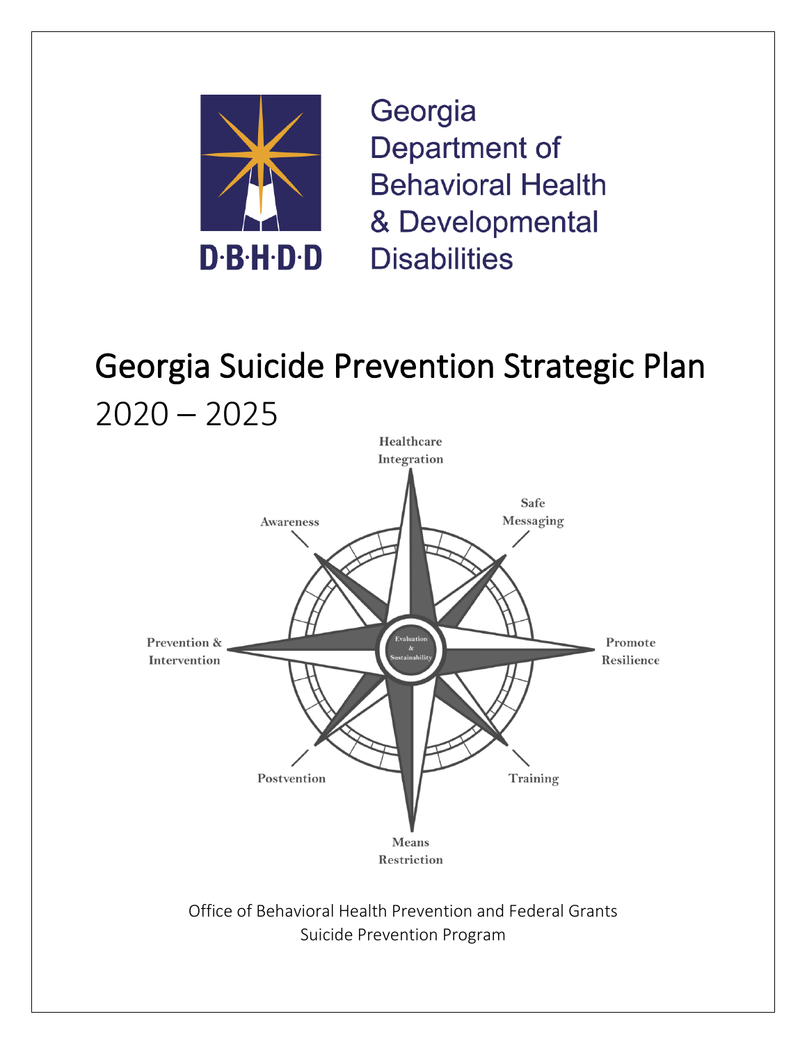D·B·H·D·D

Georgia Department of Behavioral Health & Developmental Disabilities

# Georgia Suicide Prevention Strategic Plan

2020 – 2025

Healthcare Integration

Safe Messaging

Awareness

Prevention & Intervention

Evaluation & Sustainability

Promote Resilience

Postvention

Training

Means Restriction

Office of Behavioral Health Prevention and Federal Grants
Suicide Prevention Program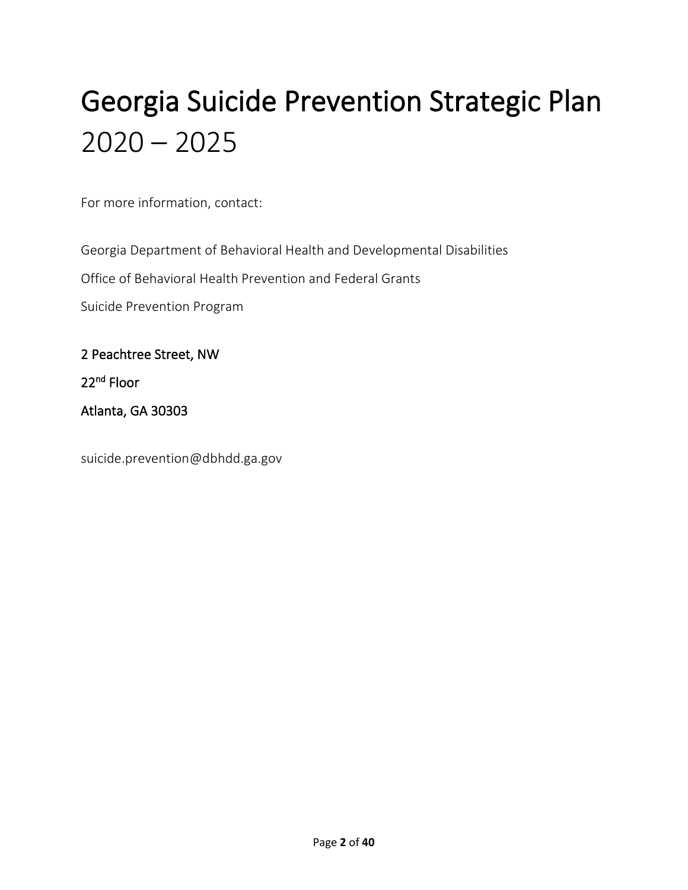# Georgia Suicide Prevention Strategic Plan 2020 – 2025

For more information, contact:

Georgia Department of Behavioral Health and Developmental Disabilities

Office of Behavioral Health Prevention and Federal Grants

Suicide Prevention Program

2 Peachtree Street, NW

22nd Floor

Atlanta, GA 30303

suicide.prevention@dbhdd.ga.gov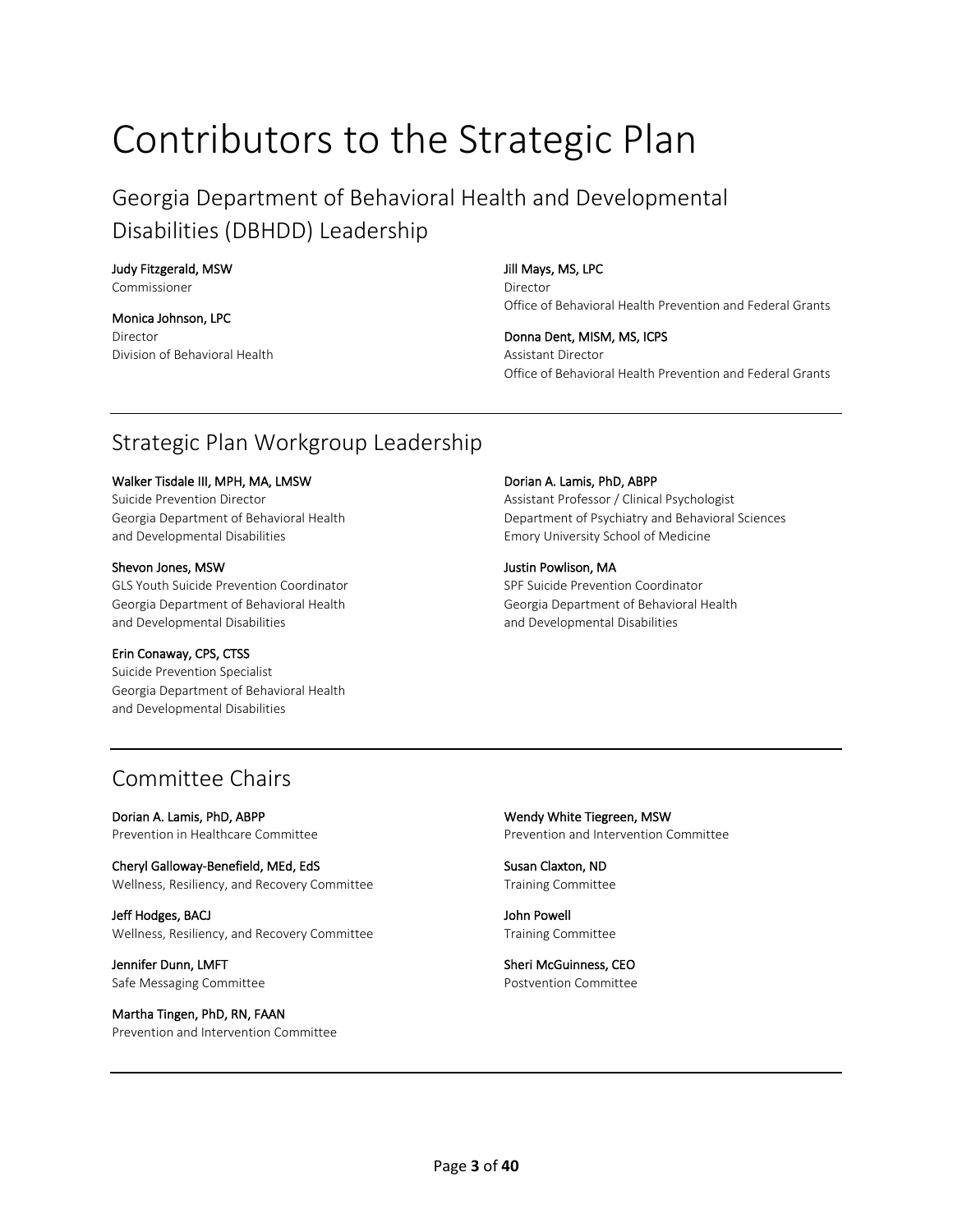# Contributors to the Strategic Plan

## Georgia Department of Behavioral Health and Developmental Disabilities (DBHDD) Leadership

**Judy Fitzgerald, MSW**
Commissioner

**Monica Johnson, LPC**
Director
Division of Behavioral Health

**Jill Mays, MS, LPC**
Director
Office of Behavioral Health Prevention and Federal Grants

**Donna Dent, MISM, MS, ICPS**
Assistant Director
Office of Behavioral Health Prevention and Federal Grants

---

## Strategic Plan Workgroup Leadership

**Walker Tisdale III, MPH, MA, LMSW**
Suicide Prevention Director
Georgia Department of Behavioral Health and Developmental Disabilities

**Shevon Jones, MSW**
GLS Youth Suicide Prevention Coordinator
Georgia Department of Behavioral Health and Developmental Disabilities

**Erin Conaway, CPS, CTSS**
Suicide Prevention Specialist
Georgia Department of Behavioral Health and Developmental Disabilities

**Dorian A. Lamis, PhD, ABPP**
Assistant Professor / Clinical Psychologist
Department of Psychiatry and Behavioral Sciences
Emory University School of Medicine

**Justin Powlison, MA**
SPF Suicide Prevention Coordinator
Georgia Department of Behavioral Health and Developmental Disabilities

---

## Committee Chairs

**Dorian A. Lamis, PhD, ABPP**
Prevention in Healthcare Committee

**Cheryl Galloway-Benefield, MEd, EdS**
Wellness, Resiliency, and Recovery Committee

**Jeff Hodges, BACJ**
Wellness, Resiliency, and Recovery Committee

**Jennifer Dunn, LMFT**
Safe Messaging Committee

**Martha Tingen, PhD, RN, FAAN**
Prevention and Intervention Committee

**Wendy White Tiegreen, MSW**
Prevention and Intervention Committee

**Susan Claxton, ND**
Training Committee

**John Powell**
Training Committee

**Sheri McGuinness, CEO**
Postvention Committee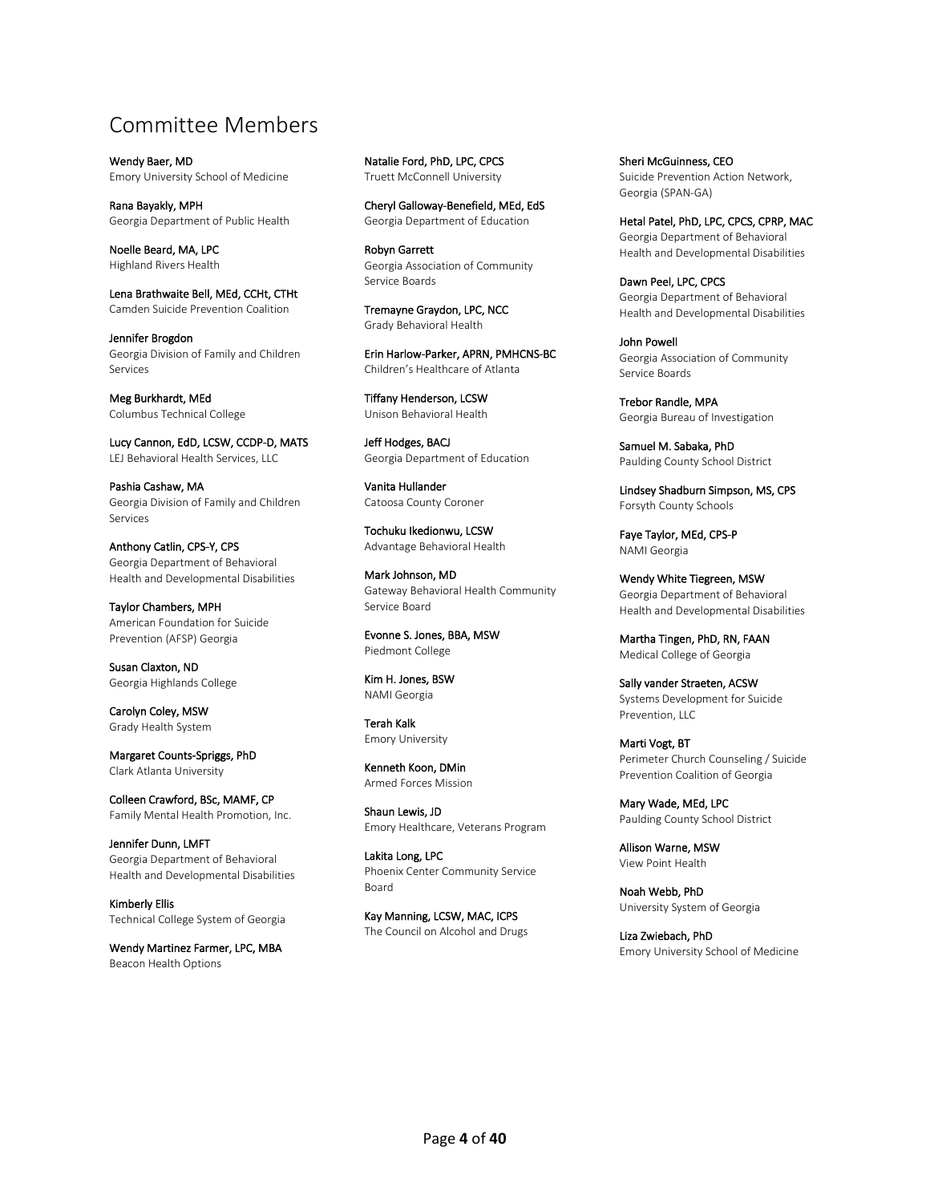## Committee Members

**Wendy Baer, MD**
Emory University School of Medicine

**Rana Bayakly, MPH**
Georgia Department of Public Health

**Noelle Beard, MA, LPC**
Highland Rivers Health

**Lena Brathwaite Bell, MEd, CCHt, CTHt**
Camden Suicide Prevention Coalition

**Jennifer Brogdon**
Georgia Division of Family and Children Services

**Meg Burkhardt, MEd**
Columbus Technical College

**Lucy Cannon, EdD, LCSW, CCDP-D, MATS**
LEJ Behavioral Health Services, LLC

**Pashia Cashaw, MA**
Georgia Division of Family and Children Services

**Anthony Catlin, CPS-Y, CPS**
Georgia Department of Behavioral Health and Developmental Disabilities

**Taylor Chambers, MPH**
American Foundation for Suicide Prevention (AFSP) Georgia

**Susan Claxton, ND**
Georgia Highlands College

**Carolyn Coley, MSW**
Grady Health System

**Margaret Counts-Spriggs, PhD**
Clark Atlanta University

**Colleen Crawford, BSc, MAMF, CP**
Family Mental Health Promotion, Inc.

**Jennifer Dunn, LMFT**
Georgia Department of Behavioral Health and Developmental Disabilities

**Kimberly Ellis**
Technical College System of Georgia

**Wendy Martinez Farmer, LPC, MBA**
Beacon Health Options

**Natalie Ford, PhD, LPC, CPCS**
Truett McConnell University

**Cheryl Galloway-Benefield, MEd, EdS**
Georgia Department of Education

**Robyn Garrett**
Georgia Association of Community Service Boards

**Tremayne Graydon, LPC, NCC**
Grady Behavioral Health

**Erin Harlow-Parker, APRN, PMHCNS-BC**
Children's Healthcare of Atlanta

**Tiffany Henderson, LCSW**
Unison Behavioral Health

**Jeff Hodges, BACJ**
Georgia Department of Education

**Vanita Hullander**
Catoosa County Coroner

**Tochuku Ikedionwu, LCSW**
Advantage Behavioral Health

**Mark Johnson, MD**
Gateway Behavioral Health Community Service Board

**Evonne S. Jones, BBA, MSW**
Piedmont College

**Kim H. Jones, BSW**
NAMI Georgia

**Terah Kalk**
Emory University

**Kenneth Koon, DMin**
Armed Forces Mission

**Shaun Lewis, JD**
Emory Healthcare, Veterans Program

**Lakita Long, LPC**
Phoenix Center Community Service Board

**Kay Manning, LCSW, MAC, ICPS**
The Council on Alcohol and Drugs

**Sheri McGuinness, CEO**
Suicide Prevention Action Network, Georgia (SPAN-GA)

**Hetal Patel, PhD, LPC, CPCS, CPRP, MAC**
Georgia Department of Behavioral Health and Developmental Disabilities

**Dawn Peel, LPC, CPCS**
Georgia Department of Behavioral Health and Developmental Disabilities

**John Powell**
Georgia Association of Community Service Boards

**Trebor Randle, MPA**
Georgia Bureau of Investigation

**Samuel M. Sabaka, PhD**
Paulding County School District

**Lindsey Shadburn Simpson, MS, CPS**
Forsyth County Schools

**Faye Taylor, MEd, CPS-P**
NAMI Georgia

**Wendy White Tiegreen, MSW**
Georgia Department of Behavioral Health and Developmental Disabilities

**Martha Tingen, PhD, RN, FAAN**
Medical College of Georgia

**Sally vander Straeten, ACSW**
Systems Development for Suicide Prevention, LLC

**Marti Vogt, BT**
Perimeter Church Counseling / Suicide Prevention Coalition of Georgia

**Mary Wade, MEd, LPC**
Paulding County School District

**Allison Warne, MSW**
View Point Health

**Noah Webb, PhD**
University System of Georgia

**Liza Zwiebach, PhD**
Emory University School of Medicine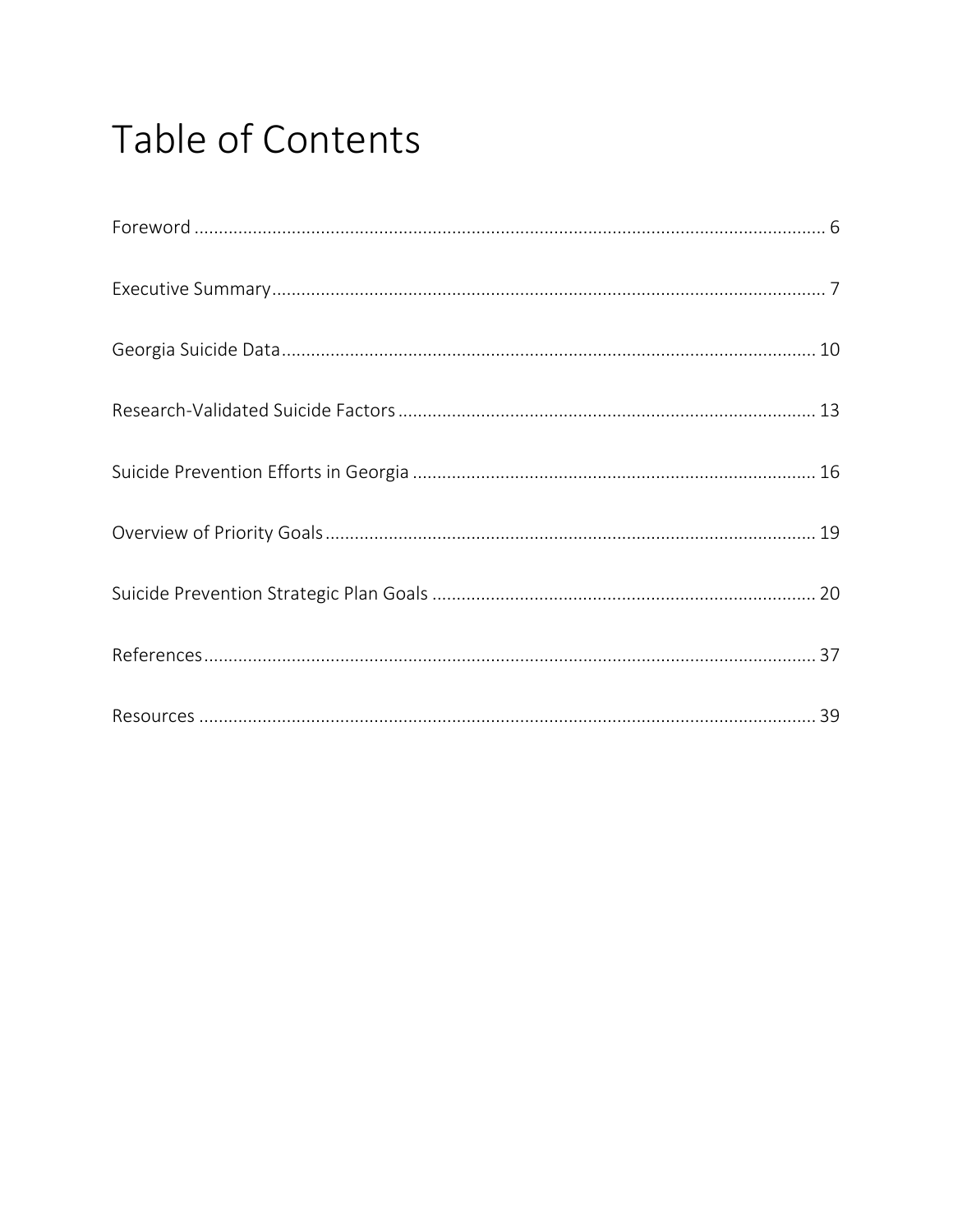# Table of Contents

Foreword ... 6

Executive Summary ... 7

Georgia Suicide Data ... 10

Research-Validated Suicide Factors ... 13

Suicide Prevention Efforts in Georgia ... 16

Overview of Priority Goals ... 19

Suicide Prevention Strategic Plan Goals ... 20

References ... 37

Resources ... 39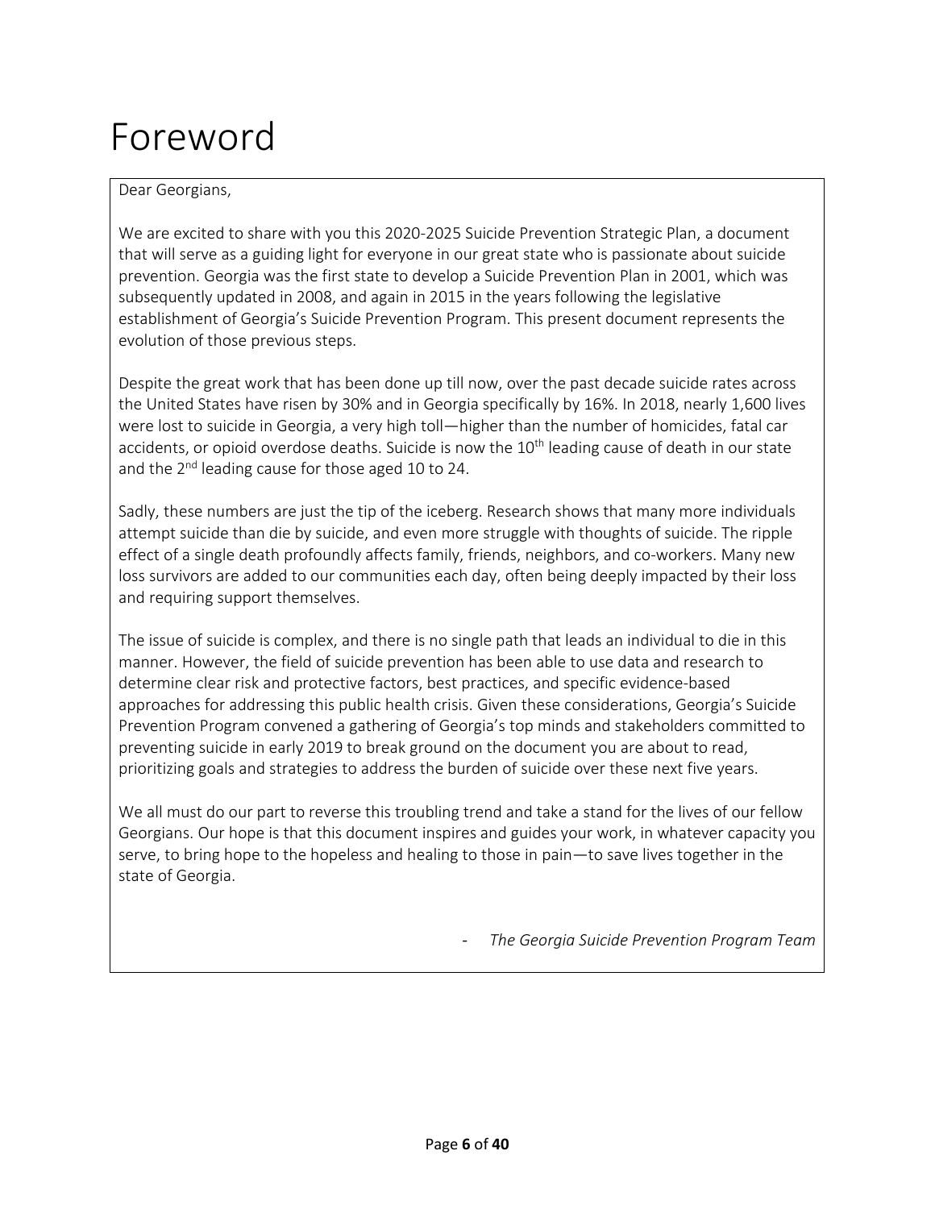# Foreword

Dear Georgians,

We are excited to share with you this 2020-2025 Suicide Prevention Strategic Plan, a document that will serve as a guiding light for everyone in our great state who is passionate about suicide prevention. Georgia was the first state to develop a Suicide Prevention Plan in 2001, which was subsequently updated in 2008, and again in 2015 in the years following the legislative establishment of Georgia's Suicide Prevention Program. This present document represents the evolution of those previous steps.

Despite the great work that has been done up till now, over the past decade suicide rates across the United States have risen by 30% and in Georgia specifically by 16%. In 2018, nearly 1,600 lives were lost to suicide in Georgia, a very high toll—higher than the number of homicides, fatal car accidents, or opioid overdose deaths. Suicide is now the 10th leading cause of death in our state and the 2nd leading cause for those aged 10 to 24.

Sadly, these numbers are just the tip of the iceberg. Research shows that many more individuals attempt suicide than die by suicide, and even more struggle with thoughts of suicide. The ripple effect of a single death profoundly affects family, friends, neighbors, and co-workers. Many new loss survivors are added to our communities each day, often being deeply impacted by their loss and requiring support themselves.

The issue of suicide is complex, and there is no single path that leads an individual to die in this manner. However, the field of suicide prevention has been able to use data and research to determine clear risk and protective factors, best practices, and specific evidence-based approaches for addressing this public health crisis. Given these considerations, Georgia's Suicide Prevention Program convened a gathering of Georgia's top minds and stakeholders committed to preventing suicide in early 2019 to break ground on the document you are about to read, prioritizing goals and strategies to address the burden of suicide over these next five years.

We all must do our part to reverse this troubling trend and take a stand for the lives of our fellow Georgians. Our hope is that this document inspires and guides your work, in whatever capacity you serve, to bring hope to the hopeless and healing to those in pain—to save lives together in the state of Georgia.

- *The Georgia Suicide Prevention Program Team*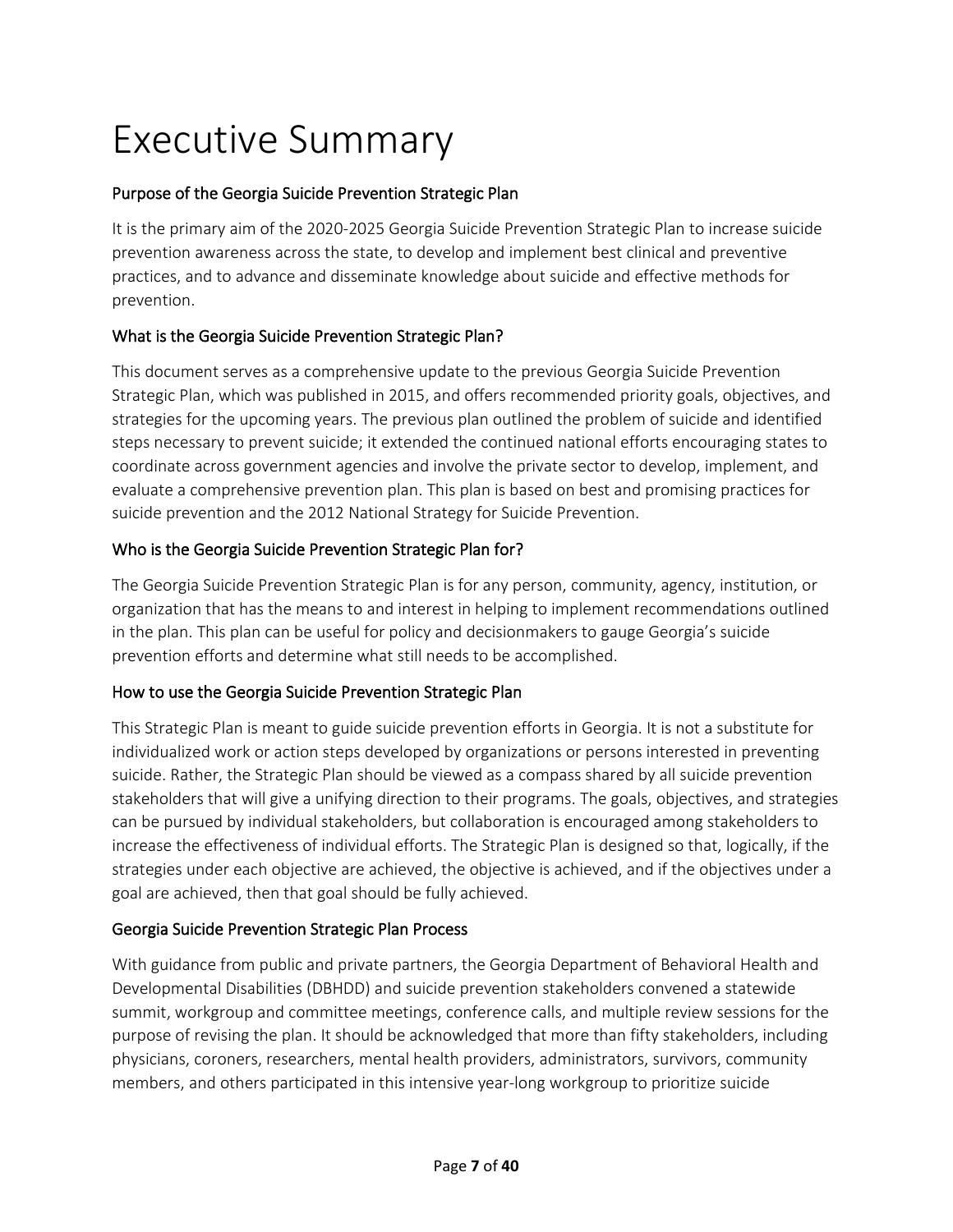# Executive Summary

### Purpose of the Georgia Suicide Prevention Strategic Plan

It is the primary aim of the 2020-2025 Georgia Suicide Prevention Strategic Plan to increase suicide prevention awareness across the state, to develop and implement best clinical and preventive practices, and to advance and disseminate knowledge about suicide and effective methods for prevention.

### What is the Georgia Suicide Prevention Strategic Plan?

This document serves as a comprehensive update to the previous Georgia Suicide Prevention Strategic Plan, which was published in 2015, and offers recommended priority goals, objectives, and strategies for the upcoming years. The previous plan outlined the problem of suicide and identified steps necessary to prevent suicide; it extended the continued national efforts encouraging states to coordinate across government agencies and involve the private sector to develop, implement, and evaluate a comprehensive prevention plan. This plan is based on best and promising practices for suicide prevention and the 2012 National Strategy for Suicide Prevention.

### Who is the Georgia Suicide Prevention Strategic Plan for?

The Georgia Suicide Prevention Strategic Plan is for any person, community, agency, institution, or organization that has the means to and interest in helping to implement recommendations outlined in the plan. This plan can be useful for policy and decisionmakers to gauge Georgia's suicide prevention efforts and determine what still needs to be accomplished.

### How to use the Georgia Suicide Prevention Strategic Plan

This Strategic Plan is meant to guide suicide prevention efforts in Georgia. It is not a substitute for individualized work or action steps developed by organizations or persons interested in preventing suicide. Rather, the Strategic Plan should be viewed as a compass shared by all suicide prevention stakeholders that will give a unifying direction to their programs. The goals, objectives, and strategies can be pursued by individual stakeholders, but collaboration is encouraged among stakeholders to increase the effectiveness of individual efforts. The Strategic Plan is designed so that, logically, if the strategies under each objective are achieved, the objective is achieved, and if the objectives under a goal are achieved, then that goal should be fully achieved.

### Georgia Suicide Prevention Strategic Plan Process

With guidance from public and private partners, the Georgia Department of Behavioral Health and Developmental Disabilities (DBHDD) and suicide prevention stakeholders convened a statewide summit, workgroup and committee meetings, conference calls, and multiple review sessions for the purpose of revising the plan. It should be acknowledged that more than fifty stakeholders, including physicians, coroners, researchers, mental health providers, administrators, survivors, community members, and others participated in this intensive year-long workgroup to prioritize suicide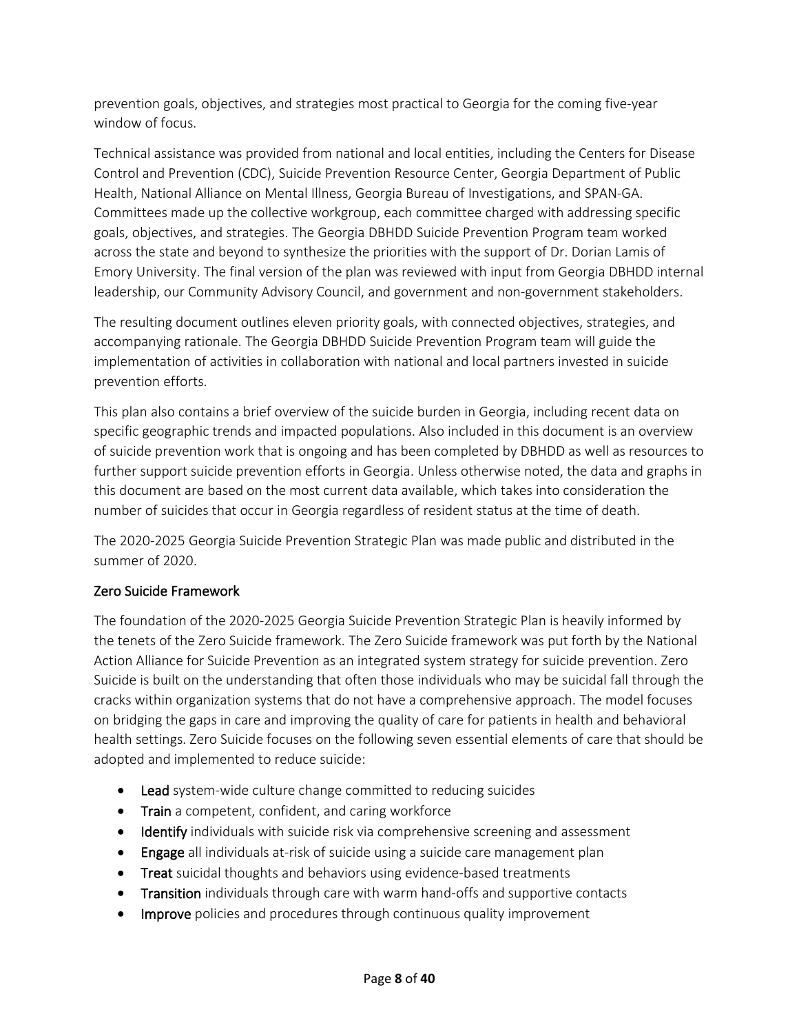prevention goals, objectives, and strategies most practical to Georgia for the coming five-year window of focus.

Technical assistance was provided from national and local entities, including the Centers for Disease Control and Prevention (CDC), Suicide Prevention Resource Center, Georgia Department of Public Health, National Alliance on Mental Illness, Georgia Bureau of Investigations, and SPAN-GA. Committees made up the collective workgroup, each committee charged with addressing specific goals, objectives, and strategies. The Georgia DBHDD Suicide Prevention Program team worked across the state and beyond to synthesize the priorities with the support of Dr. Dorian Lamis of Emory University. The final version of the plan was reviewed with input from Georgia DBHDD internal leadership, our Community Advisory Council, and government and non-government stakeholders.

The resulting document outlines eleven priority goals, with connected objectives, strategies, and accompanying rationale. The Georgia DBHDD Suicide Prevention Program team will guide the implementation of activities in collaboration with national and local partners invested in suicide prevention efforts.

This plan also contains a brief overview of the suicide burden in Georgia, including recent data on specific geographic trends and impacted populations. Also included in this document is an overview of suicide prevention work that is ongoing and has been completed by DBHDD as well as resources to further support suicide prevention efforts in Georgia. Unless otherwise noted, the data and graphs in this document are based on the most current data available, which takes into consideration the number of suicides that occur in Georgia regardless of resident status at the time of death.

The 2020-2025 Georgia Suicide Prevention Strategic Plan was made public and distributed in the summer of 2020.

### Zero Suicide Framework

The foundation of the 2020-2025 Georgia Suicide Prevention Strategic Plan is heavily informed by the tenets of the Zero Suicide framework. The Zero Suicide framework was put forth by the National Action Alliance for Suicide Prevention as an integrated system strategy for suicide prevention. Zero Suicide is built on the understanding that often those individuals who may be suicidal fall through the cracks within organization systems that do not have a comprehensive approach. The model focuses on bridging the gaps in care and improving the quality of care for patients in health and behavioral health settings. Zero Suicide focuses on the following seven essential elements of care that should be adopted and implemented to reduce suicide:

- **Lead** system-wide culture change committed to reducing suicides
- **Train** a competent, confident, and caring workforce
- **Identify** individuals with suicide risk via comprehensive screening and assessment
- **Engage** all individuals at-risk of suicide using a suicide care management plan
- **Treat** suicidal thoughts and behaviors using evidence-based treatments
- **Transition** individuals through care with warm hand-offs and supportive contacts
- **Improve** policies and procedures through continuous quality improvement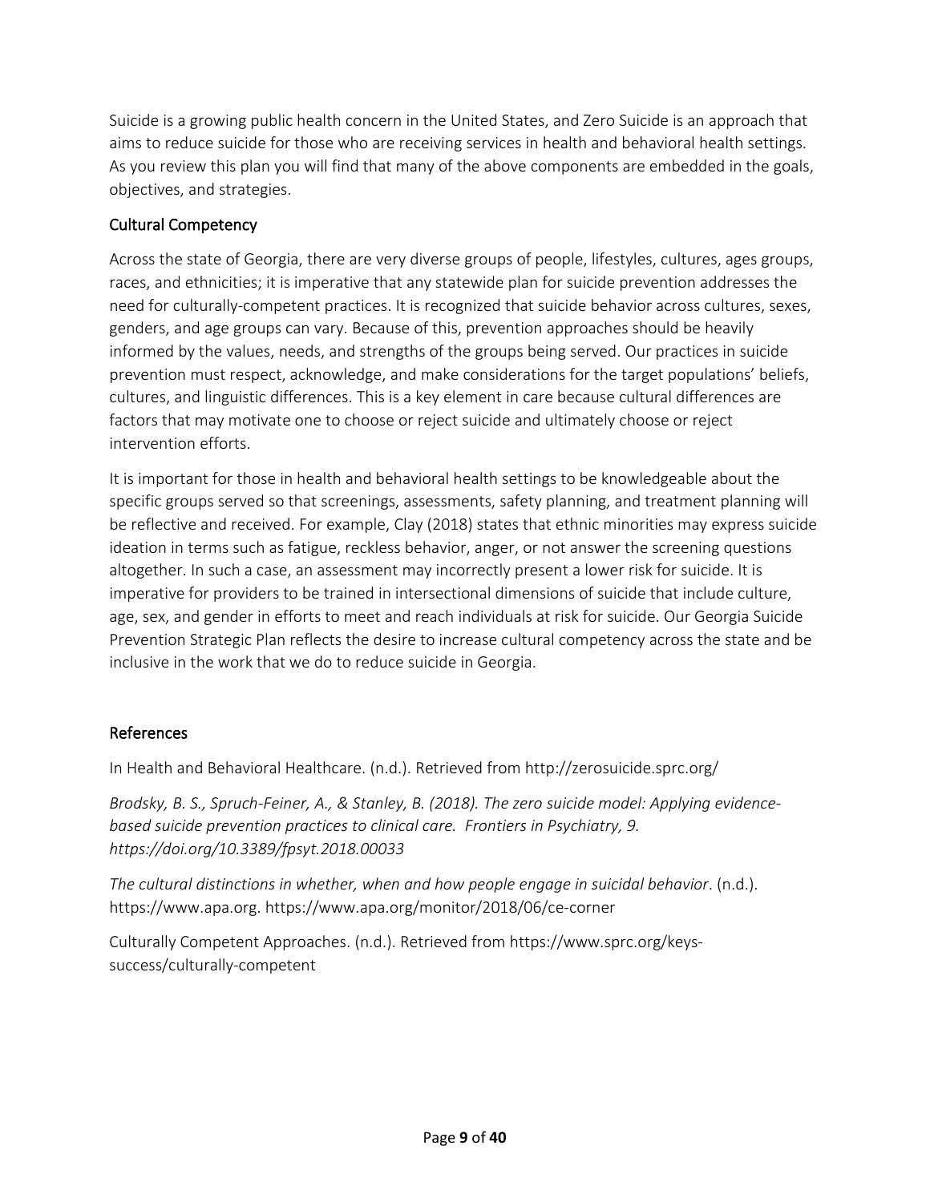Suicide is a growing public health concern in the United States, and Zero Suicide is an approach that aims to reduce suicide for those who are receiving services in health and behavioral health settings. As you review this plan you will find that many of the above components are embedded in the goals, objectives, and strategies.

## Cultural Competency

Across the state of Georgia, there are very diverse groups of people, lifestyles, cultures, ages groups, races, and ethnicities; it is imperative that any statewide plan for suicide prevention addresses the need for culturally-competent practices. It is recognized that suicide behavior across cultures, sexes, genders, and age groups can vary. Because of this, prevention approaches should be heavily informed by the values, needs, and strengths of the groups being served. Our practices in suicide prevention must respect, acknowledge, and make considerations for the target populations' beliefs, cultures, and linguistic differences. This is a key element in care because cultural differences are factors that may motivate one to choose or reject suicide and ultimately choose or reject intervention efforts.

It is important for those in health and behavioral health settings to be knowledgeable about the specific groups served so that screenings, assessments, safety planning, and treatment planning will be reflective and received. For example, Clay (2018) states that ethnic minorities may express suicide ideation in terms such as fatigue, reckless behavior, anger, or not answer the screening questions altogether. In such a case, an assessment may incorrectly present a lower risk for suicide. It is imperative for providers to be trained in intersectional dimensions of suicide that include culture, age, sex, and gender in efforts to meet and reach individuals at risk for suicide. Our Georgia Suicide Prevention Strategic Plan reflects the desire to increase cultural competency across the state and be inclusive in the work that we do to reduce suicide in Georgia.

## References

In Health and Behavioral Healthcare. (n.d.). Retrieved from http://zerosuicide.sprc.org/

*Brodsky, B. S., Spruch-Feiner, A., & Stanley, B. (2018). The zero suicide model: Applying evidence-based suicide prevention practices to clinical care. Frontiers in Psychiatry, 9. https://doi.org/10.3389/fpsyt.2018.00033*

*The cultural distinctions in whether, when and how people engage in suicidal behavior*. (n.d.). https://www.apa.org. https://www.apa.org/monitor/2018/06/ce-corner

Culturally Competent Approaches. (n.d.). Retrieved from https://www.sprc.org/keys-success/culturally-competent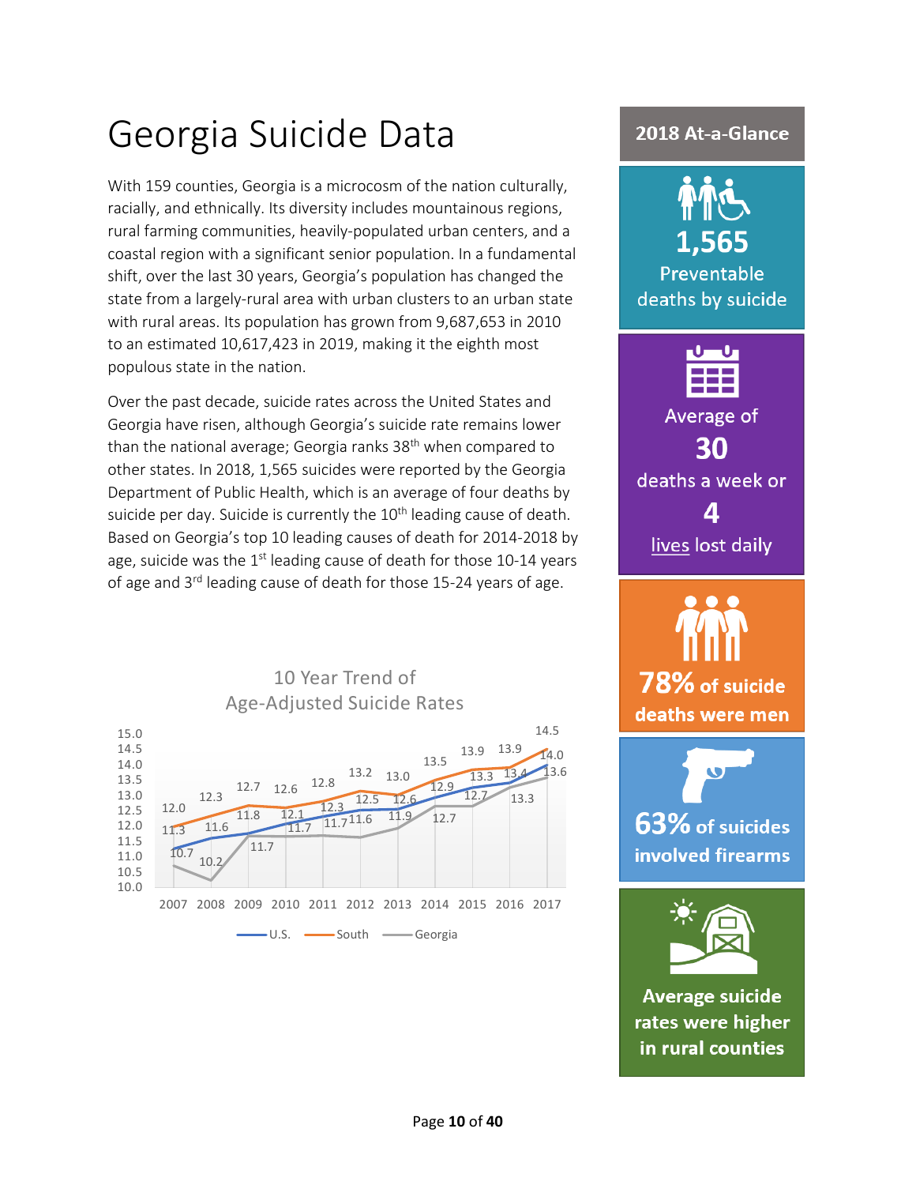# Georgia Suicide Data

With 159 counties, Georgia is a microcosm of the nation culturally, racially, and ethnically. Its diversity includes mountainous regions, rural farming communities, heavily-populated urban centers, and a coastal region with a significant senior population. In a fundamental shift, over the last 30 years, Georgia's population has changed the state from a largely-rural area with urban clusters to an urban state with rural areas. Its population has grown from 9,687,653 in 2010 to an estimated 10,617,423 in 2019, making it the eighth most populous state in the nation.

Over the past decade, suicide rates across the United States and Georgia have risen, although Georgia's suicide rate remains lower than the national average; Georgia ranks 38th when compared to other states. In 2018, 1,565 suicides were reported by the Georgia Department of Public Health, which is an average of four deaths by suicide per day. Suicide is currently the 10th leading cause of death. Based on Georgia's top 10 leading causes of death for 2014-2018 by age, suicide was the 1st leading cause of death for those 10-14 years of age and 3rd leading cause of death for those 15-24 years of age.

**10 Year Trend of Age-Adjusted Suicide Rates**

| | 2007 | 2008 | 2009 | 2010 | 2011 | 2012 | 2013 | 2014 | 2015 | 2016 | 2017 |
|---|---|---|---|---|---|---|---|---|---|---|---|
| U.S. | 11.3 | 11.6 | 11.8 | 12.1 | 12.3 | 12.5 | 12.6 | 12.9 | 13.3 | 13.4 | 14.0 |
| South | 12.0 | 12.3 | 12.7 | 12.6 | 12.8 | 13.2 | 13.0 | 13.5 | 13.9 | 13.9 | 14.5 |
| Georgia | 10.7 | 10.2 | 11.7 | 11.7 | 11.7 | 11.6 | 11.9 | 12.7 | 12.7 | 13.3 | 13.6 |

## 2018 At-a-Glance

**1,565** Preventable deaths by suicide

Average of **30** deaths a week or **4** lives lost daily

**78%** of suicide deaths were men

**63%** of suicides involved firearms

Average suicide rates were higher in rural counties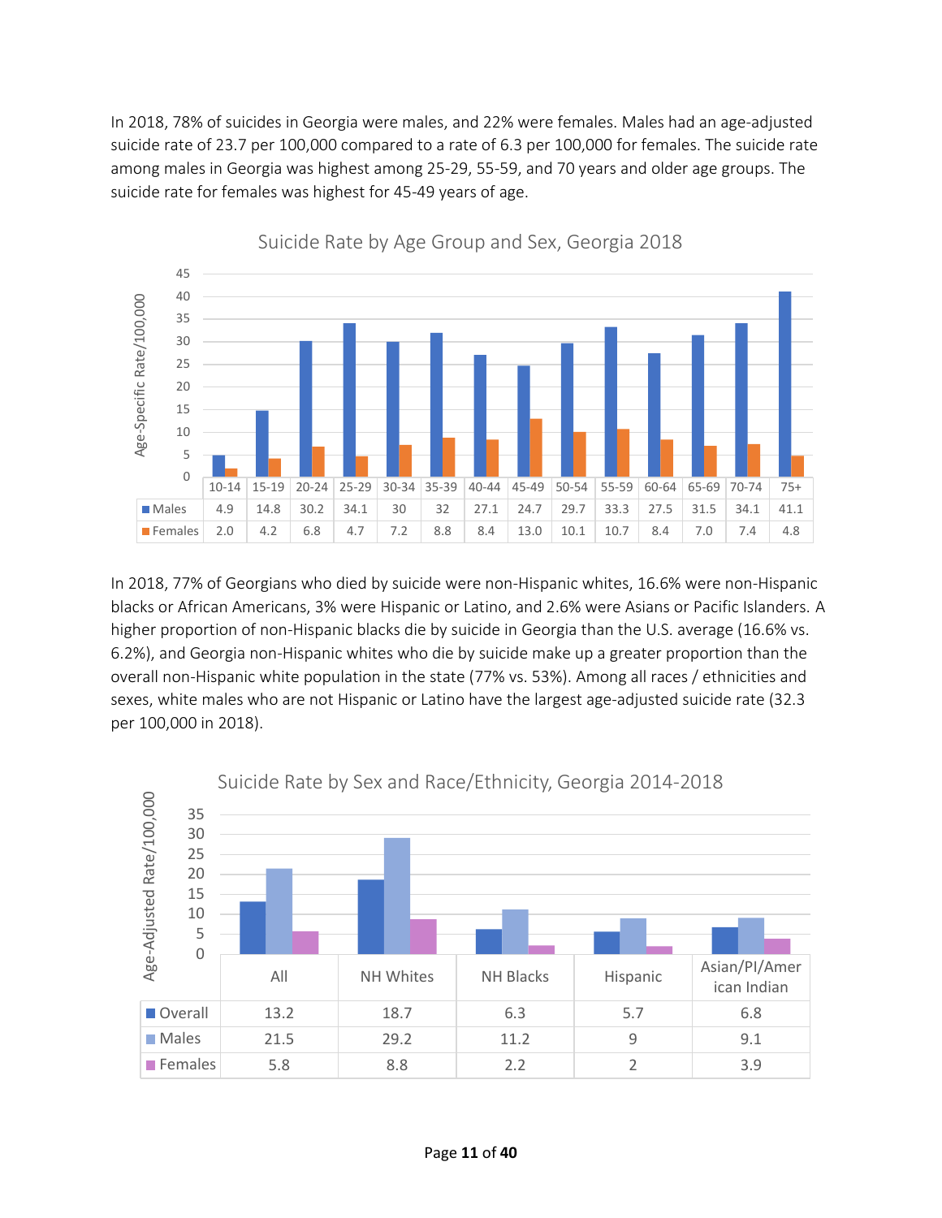In 2018, 78% of suicides in Georgia were males, and 22% were females. Males had an age-adjusted suicide rate of 23.7 per 100,000 compared to a rate of 6.3 per 100,000 for females. The suicide rate among males in Georgia was highest among 25-29, 55-59, and 70 years and older age groups. The suicide rate for females was highest for 45-49 years of age.

**Suicide Rate by Age Group and Sex, Georgia 2018**

Age-Specific Rate/100,000

| | 10-14 | 15-19 | 20-24 | 25-29 | 30-34 | 35-39 | 40-44 | 45-49 | 50-54 | 55-59 | 60-64 | 65-69 | 70-74 | 75+ |
|---|---|---|---|---|---|---|---|---|---|---|---|---|---|---|
| Males | 4.9 | 14.8 | 30.2 | 34.1 | 30 | 32 | 27.1 | 24.7 | 29.7 | 33.3 | 27.5 | 31.5 | 34.1 | 41.1 |
| Females | 2.0 | 4.2 | 6.8 | 4.7 | 7.2 | 8.8 | 8.4 | 13.0 | 10.1 | 10.7 | 8.4 | 7.0 | 7.4 | 4.8 |

In 2018, 77% of Georgians who died by suicide were non-Hispanic whites, 16.6% were non-Hispanic blacks or African Americans, 3% were Hispanic or Latino, and 2.6% were Asians or Pacific Islanders. A higher proportion of non-Hispanic blacks die by suicide in Georgia than the U.S. average (16.6% vs. 6.2%), and Georgia non-Hispanic whites who die by suicide make up a greater proportion than the overall non-Hispanic white population in the state (77% vs. 53%). Among all races / ethnicities and sexes, white males who are not Hispanic or Latino have the largest age-adjusted suicide rate (32.3 per 100,000 in 2018).

**Suicide Rate by Sex and Race/Ethnicity, Georgia 2014-2018**

Age-Adjusted Rate/100,000

| | All | NH Whites | NH Blacks | Hispanic | Asian/PI/American Indian |
|---|---|---|---|---|---|
| Overall | 13.2 | 18.7 | 6.3 | 5.7 | 6.8 |
| Males | 21.5 | 29.2 | 11.2 | 9 | 9.1 |
| Females | 5.8 | 8.8 | 2.2 | 2 | 3.9 |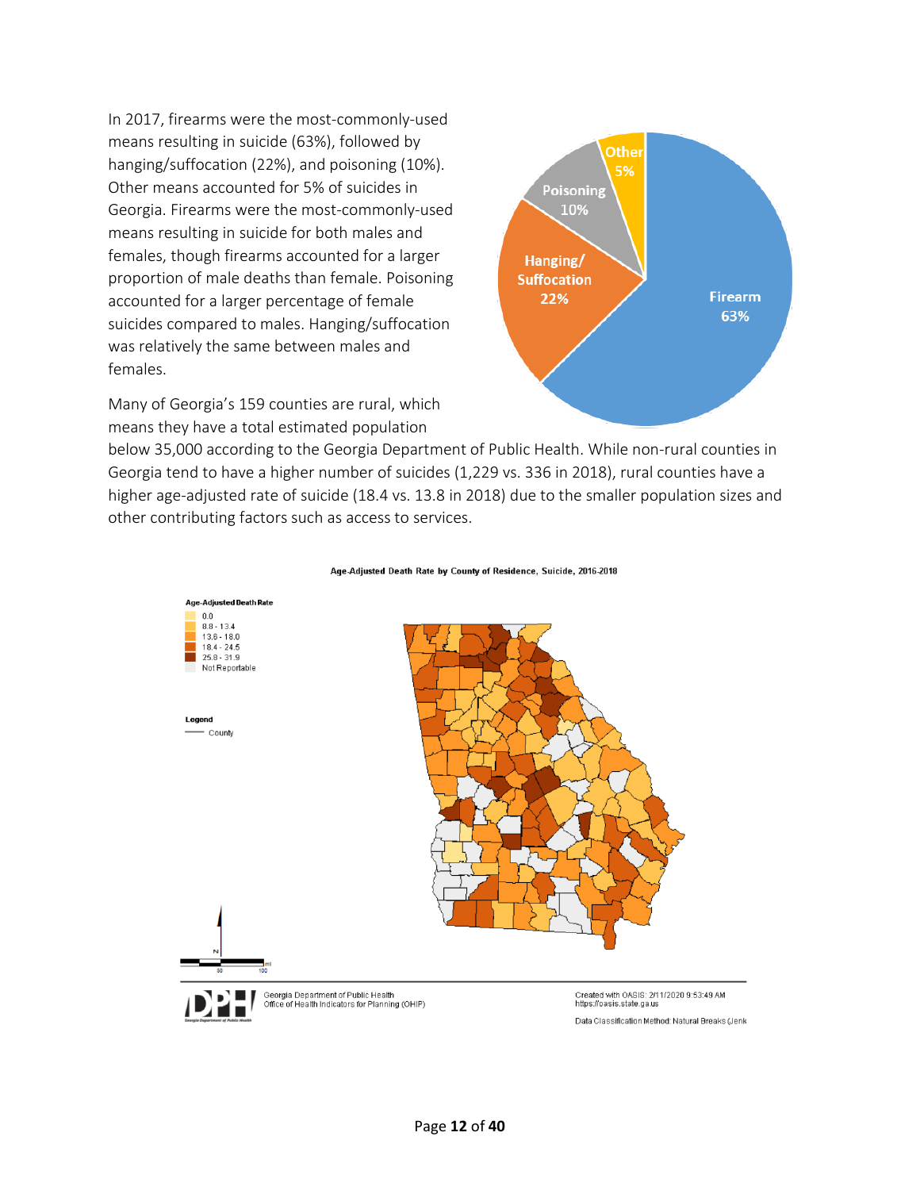In 2017, firearms were the most-commonly-used means resulting in suicide (63%), followed by hanging/suffocation (22%), and poisoning (10%). Other means accounted for 5% of suicides in Georgia. Firearms were the most-commonly-used means resulting in suicide for both males and females, though firearms accounted for a larger proportion of male deaths than female. Poisoning accounted for a larger percentage of female suicides compared to males. Hanging/suffocation was relatively the same between males and females.

Many of Georgia's 159 counties are rural, which means they have a total estimated population below 35,000 according to the Georgia Department of Public Health. While non-rural counties in Georgia tend to have a higher number of suicides (1,229 vs. 336 in 2018), rural counties have a higher age-adjusted rate of suicide (18.4 vs. 13.8 in 2018) due to the smaller population sizes and other contributing factors such as access to services.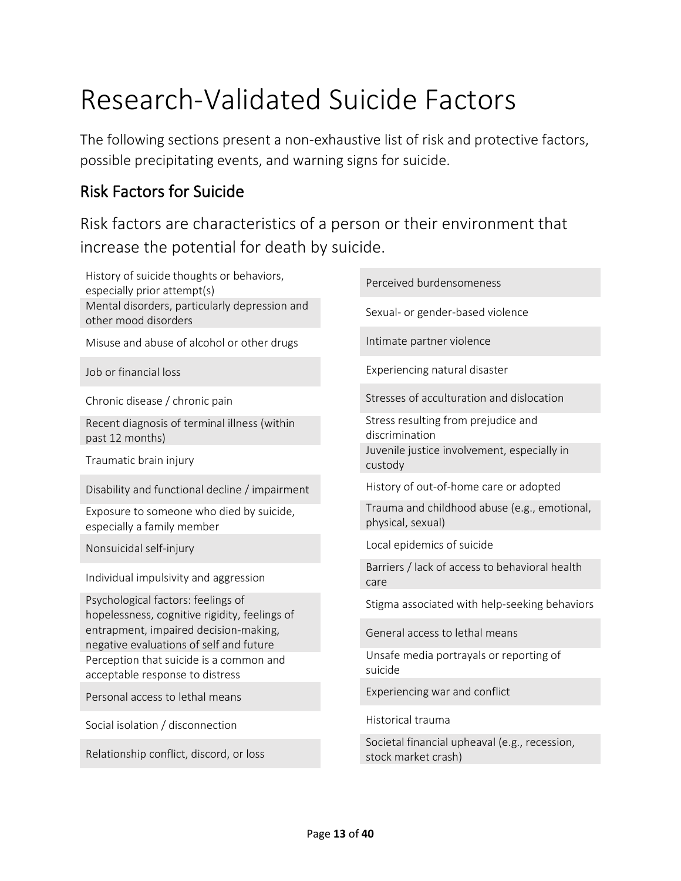# Research-Validated Suicide Factors

The following sections present a non-exhaustive list of risk and protective factors, possible precipitating events, and warning signs for suicide.

## Risk Factors for Suicide

Risk factors are characteristics of a person or their environment that increase the potential for death by suicide.

- History of suicide thoughts or behaviors, especially prior attempt(s)
- Mental disorders, particularly depression and other mood disorders
- Misuse and abuse of alcohol or other drugs
- Job or financial loss
- Chronic disease / chronic pain
- Recent diagnosis of terminal illness (within past 12 months)
- Traumatic brain injury
- Disability and functional decline / impairment
- Exposure to someone who died by suicide, especially a family member
- Nonsuicidal self-injury
- Individual impulsivity and aggression
- Psychological factors: feelings of hopelessness, cognitive rigidity, feelings of entrapment, impaired decision-making, negative evaluations of self and future
- Perception that suicide is a common and acceptable response to distress
- Personal access to lethal means
- Social isolation / disconnection
- Relationship conflict, discord, or loss
- Perceived burdensomeness
- Sexual- or gender-based violence
- Intimate partner violence
- Experiencing natural disaster
- Stresses of acculturation and dislocation
- Stress resulting from prejudice and discrimination
- Juvenile justice involvement, especially in custody
- History of out-of-home care or adopted
- Trauma and childhood abuse (e.g., emotional, physical, sexual)
- Local epidemics of suicide
- Barriers / lack of access to behavioral health care
- Stigma associated with help-seeking behaviors
- General access to lethal means
- Unsafe media portrayals or reporting of suicide
- Experiencing war and conflict
- Historical trauma
- Societal financial upheaval (e.g., recession, stock market crash)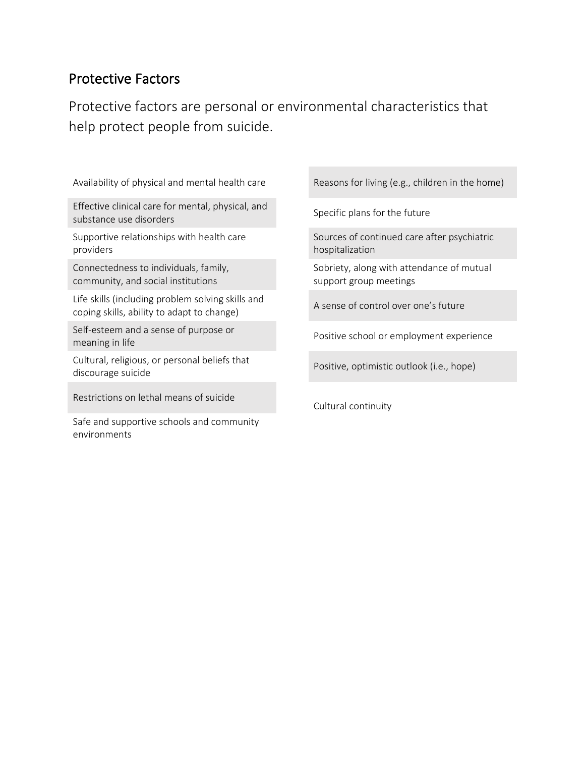## Protective Factors

Protective factors are personal or environmental characteristics that help protect people from suicide.

- Availability of physical and mental health care
- Effective clinical care for mental, physical, and substance use disorders
- Supportive relationships with health care providers
- Connectedness to individuals, family, community, and social institutions
- Life skills (including problem solving skills and coping skills, ability to adapt to change)
- Self-esteem and a sense of purpose or meaning in life
- Cultural, religious, or personal beliefs that discourage suicide
- Restrictions on lethal means of suicide
- Safe and supportive schools and community environments
- Reasons for living (e.g., children in the home)
- Specific plans for the future
- Sources of continued care after psychiatric hospitalization
- Sobriety, along with attendance of mutual support group meetings
- A sense of control over one's future
- Positive school or employment experience
- Positive, optimistic outlook (i.e., hope)
- Cultural continuity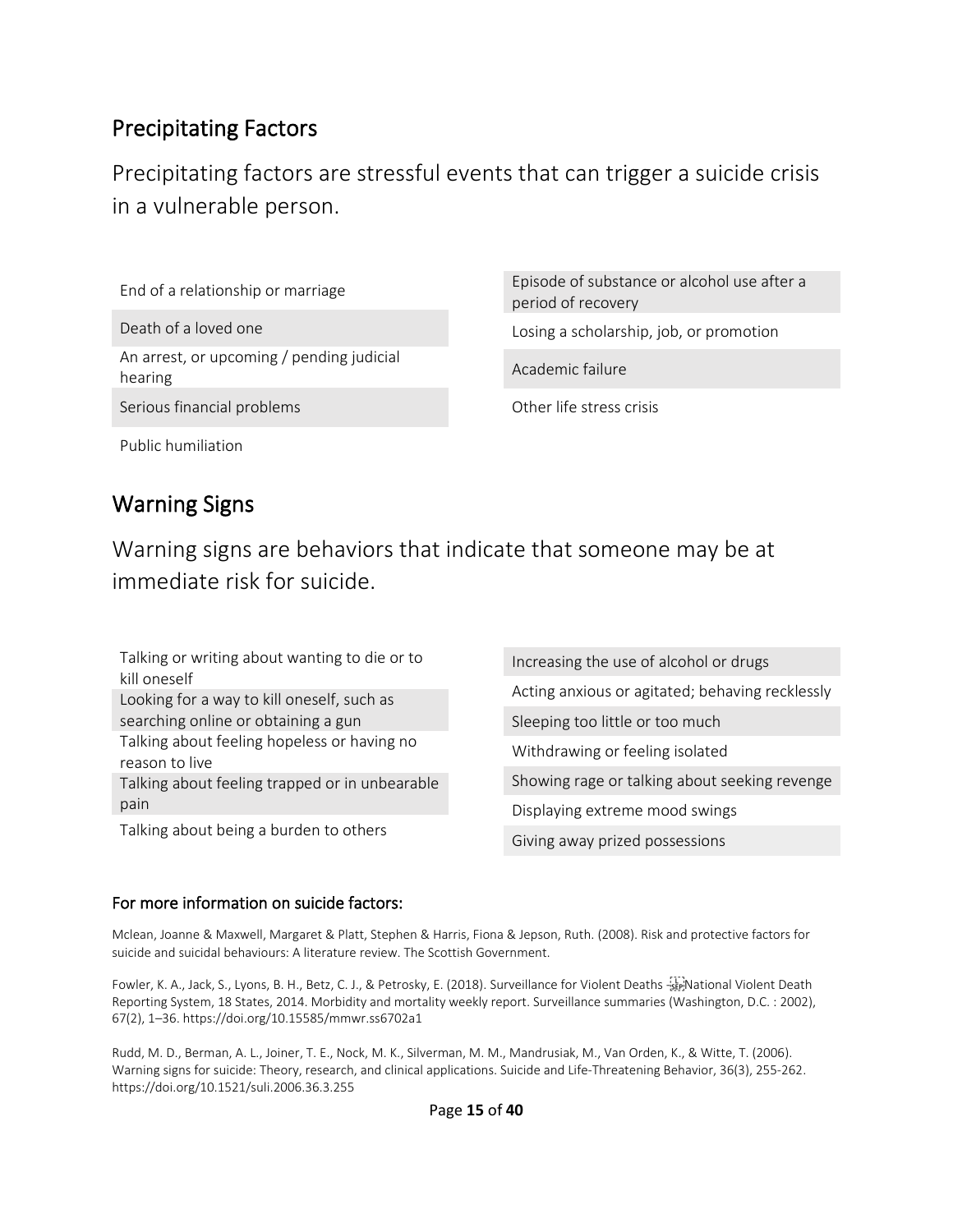## Precipitating Factors

Precipitating factors are stressful events that can trigger a suicide crisis in a vulnerable person.

- End of a relationship or marriage
- Death of a loved one
- An arrest, or upcoming / pending judicial hearing
- Serious financial problems
- Public humiliation
- Episode of substance or alcohol use after a period of recovery
- Losing a scholarship, job, or promotion
- Academic failure
- Other life stress crisis

## Warning Signs

Warning signs are behaviors that indicate that someone may be at immediate risk for suicide.

- Talking or writing about wanting to die or to kill oneself
- Looking for a way to kill oneself, such as searching online or obtaining a gun
- Talking about feeling hopeless or having no reason to live
- Talking about feeling trapped or in unbearable pain
- Talking about being a burden to others
- Increasing the use of alcohol or drugs
- Acting anxious or agitated; behaving recklessly
- Sleeping too little or too much
- Withdrawing or feeling isolated
- Showing rage or talking about seeking revenge
- Displaying extreme mood swings
- Giving away prized possessions

#### For more information on suicide factors:

Mclean, Joanne & Maxwell, Margaret & Platt, Stephen & Harris, Fiona & Jepson, Ruth. (2008). Risk and protective factors for suicide and suicidal behaviours: A literature review. The Scottish Government.

Fowler, K. A., Jack, S., Lyons, B. H., Betz, C. J., & Petrosky, E. (2018). Surveillance for Violent Deaths - National Violent Death Reporting System, 18 States, 2014. Morbidity and mortality weekly report. Surveillance summaries (Washington, D.C. : 2002), 67(2), 1–36. https://doi.org/10.15585/mmwr.ss6702a1

Rudd, M. D., Berman, A. L., Joiner, T. E., Nock, M. K., Silverman, M. M., Mandrusiak, M., Van Orden, K., & Witte, T. (2006). Warning signs for suicide: Theory, research, and clinical applications. Suicide and Life-Threatening Behavior, 36(3), 255-262. https://doi.org/10.1521/suli.2006.36.3.255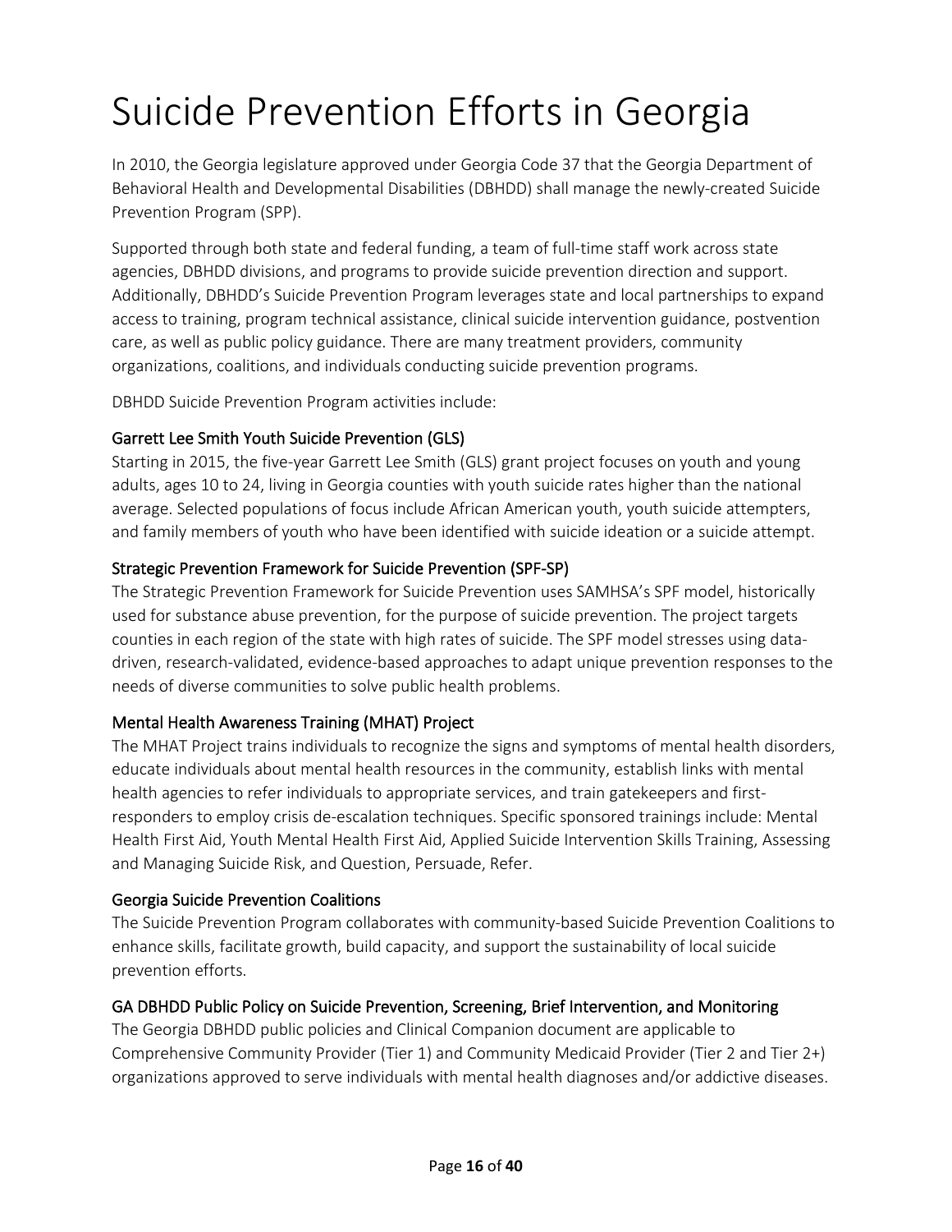# Suicide Prevention Efforts in Georgia

In 2010, the Georgia legislature approved under Georgia Code 37 that the Georgia Department of Behavioral Health and Developmental Disabilities (DBHDD) shall manage the newly-created Suicide Prevention Program (SPP).

Supported through both state and federal funding, a team of full-time staff work across state agencies, DBHDD divisions, and programs to provide suicide prevention direction and support. Additionally, DBHDD's Suicide Prevention Program leverages state and local partnerships to expand access to training, program technical assistance, clinical suicide intervention guidance, postvention care, as well as public policy guidance. There are many treatment providers, community organizations, coalitions, and individuals conducting suicide prevention programs.

DBHDD Suicide Prevention Program activities include:

### Garrett Lee Smith Youth Suicide Prevention (GLS)

Starting in 2015, the five-year Garrett Lee Smith (GLS) grant project focuses on youth and young adults, ages 10 to 24, living in Georgia counties with youth suicide rates higher than the national average. Selected populations of focus include African American youth, youth suicide attempters, and family members of youth who have been identified with suicide ideation or a suicide attempt.

### Strategic Prevention Framework for Suicide Prevention (SPF-SP)

The Strategic Prevention Framework for Suicide Prevention uses SAMHSA's SPF model, historically used for substance abuse prevention, for the purpose of suicide prevention. The project targets counties in each region of the state with high rates of suicide. The SPF model stresses using data-driven, research-validated, evidence-based approaches to adapt unique prevention responses to the needs of diverse communities to solve public health problems.

### Mental Health Awareness Training (MHAT) Project

The MHAT Project trains individuals to recognize the signs and symptoms of mental health disorders, educate individuals about mental health resources in the community, establish links with mental health agencies to refer individuals to appropriate services, and train gatekeepers and first-responders to employ crisis de-escalation techniques. Specific sponsored trainings include: Mental Health First Aid, Youth Mental Health First Aid, Applied Suicide Intervention Skills Training, Assessing and Managing Suicide Risk, and Question, Persuade, Refer.

### Georgia Suicide Prevention Coalitions

The Suicide Prevention Program collaborates with community-based Suicide Prevention Coalitions to enhance skills, facilitate growth, build capacity, and support the sustainability of local suicide prevention efforts.

### GA DBHDD Public Policy on Suicide Prevention, Screening, Brief Intervention, and Monitoring

The Georgia DBHDD public policies and Clinical Companion document are applicable to Comprehensive Community Provider (Tier 1) and Community Medicaid Provider (Tier 2 and Tier 2+) organizations approved to serve individuals with mental health diagnoses and/or addictive diseases.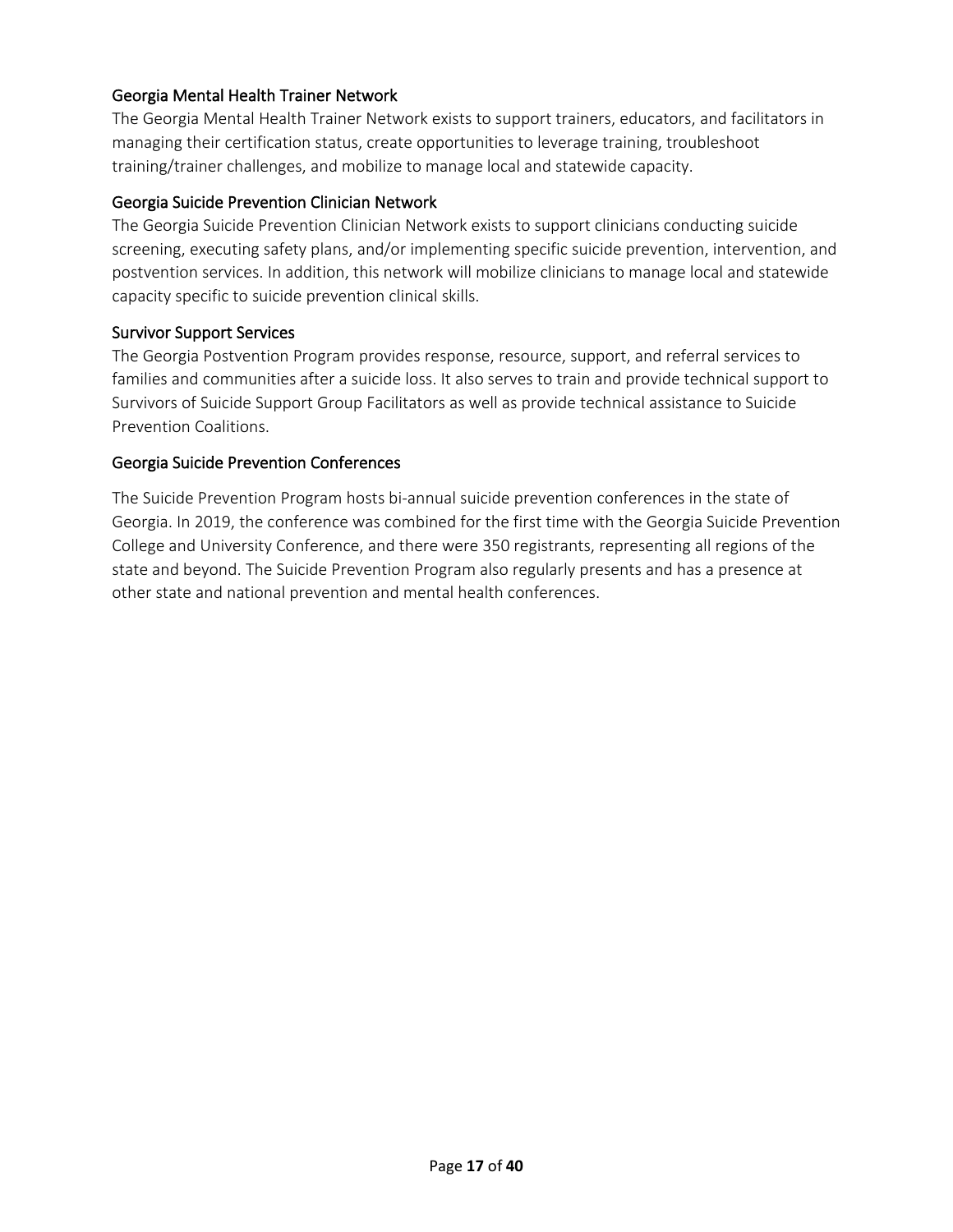### Georgia Mental Health Trainer Network

The Georgia Mental Health Trainer Network exists to support trainers, educators, and facilitators in managing their certification status, create opportunities to leverage training, troubleshoot training/trainer challenges, and mobilize to manage local and statewide capacity.

### Georgia Suicide Prevention Clinician Network

The Georgia Suicide Prevention Clinician Network exists to support clinicians conducting suicide screening, executing safety plans, and/or implementing specific suicide prevention, intervention, and postvention services. In addition, this network will mobilize clinicians to manage local and statewide capacity specific to suicide prevention clinical skills.

### Survivor Support Services

The Georgia Postvention Program provides response, resource, support, and referral services to families and communities after a suicide loss. It also serves to train and provide technical support to Survivors of Suicide Support Group Facilitators as well as provide technical assistance to Suicide Prevention Coalitions.

### Georgia Suicide Prevention Conferences

The Suicide Prevention Program hosts bi-annual suicide prevention conferences in the state of Georgia. In 2019, the conference was combined for the first time with the Georgia Suicide Prevention College and University Conference, and there were 350 registrants, representing all regions of the state and beyond. The Suicide Prevention Program also regularly presents and has a presence at other state and national prevention and mental health conferences.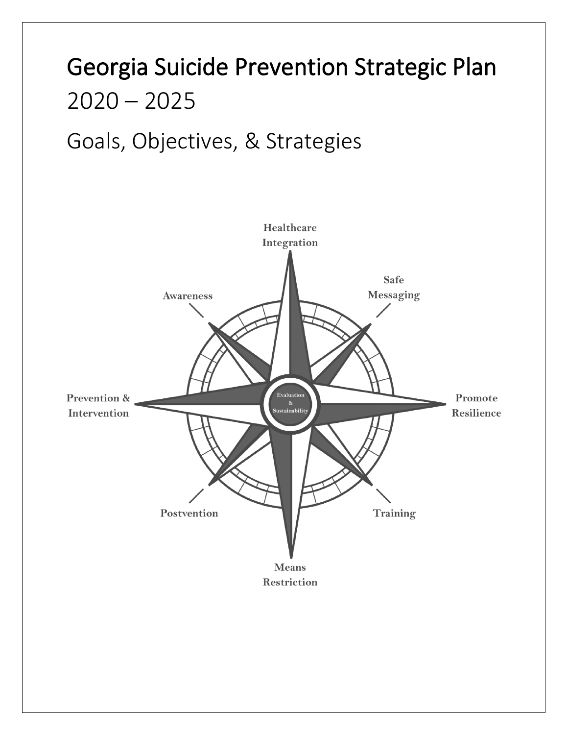# Georgia Suicide Prevention Strategic Plan

2020 – 2025

Goals, Objectives, & Strategies

Healthcare Integration

Safe Messaging

Awareness

Prevention & Intervention

Evaluation & Sustainability

Promote Resilience

Postvention

Training

Means Restriction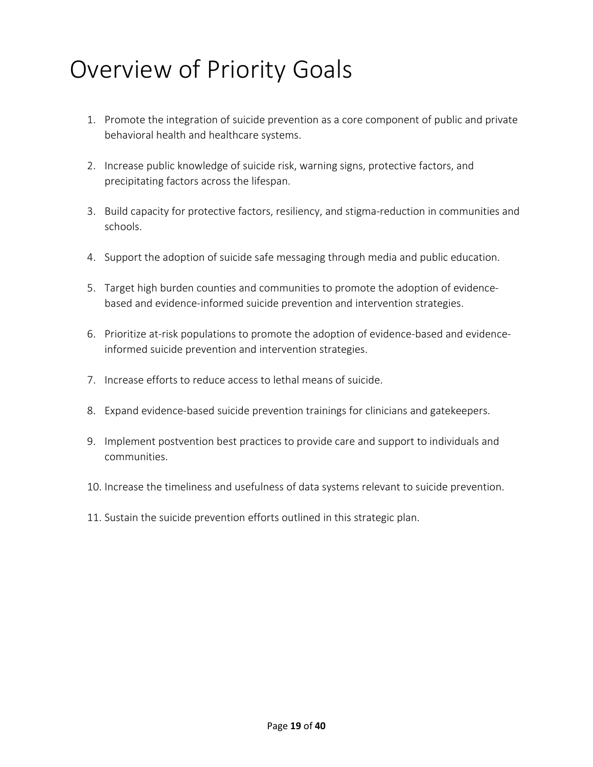# Overview of Priority Goals

1. Promote the integration of suicide prevention as a core component of public and private behavioral health and healthcare systems.

2. Increase public knowledge of suicide risk, warning signs, protective factors, and precipitating factors across the lifespan.

3. Build capacity for protective factors, resiliency, and stigma-reduction in communities and schools.

4. Support the adoption of suicide safe messaging through media and public education.

5. Target high burden counties and communities to promote the adoption of evidence-based and evidence-informed suicide prevention and intervention strategies.

6. Prioritize at-risk populations to promote the adoption of evidence-based and evidence-informed suicide prevention and intervention strategies.

7. Increase efforts to reduce access to lethal means of suicide.

8. Expand evidence-based suicide prevention trainings for clinicians and gatekeepers.

9. Implement postvention best practices to provide care and support to individuals and communities.

10. Increase the timeliness and usefulness of data systems relevant to suicide prevention.

11. Sustain the suicide prevention efforts outlined in this strategic plan.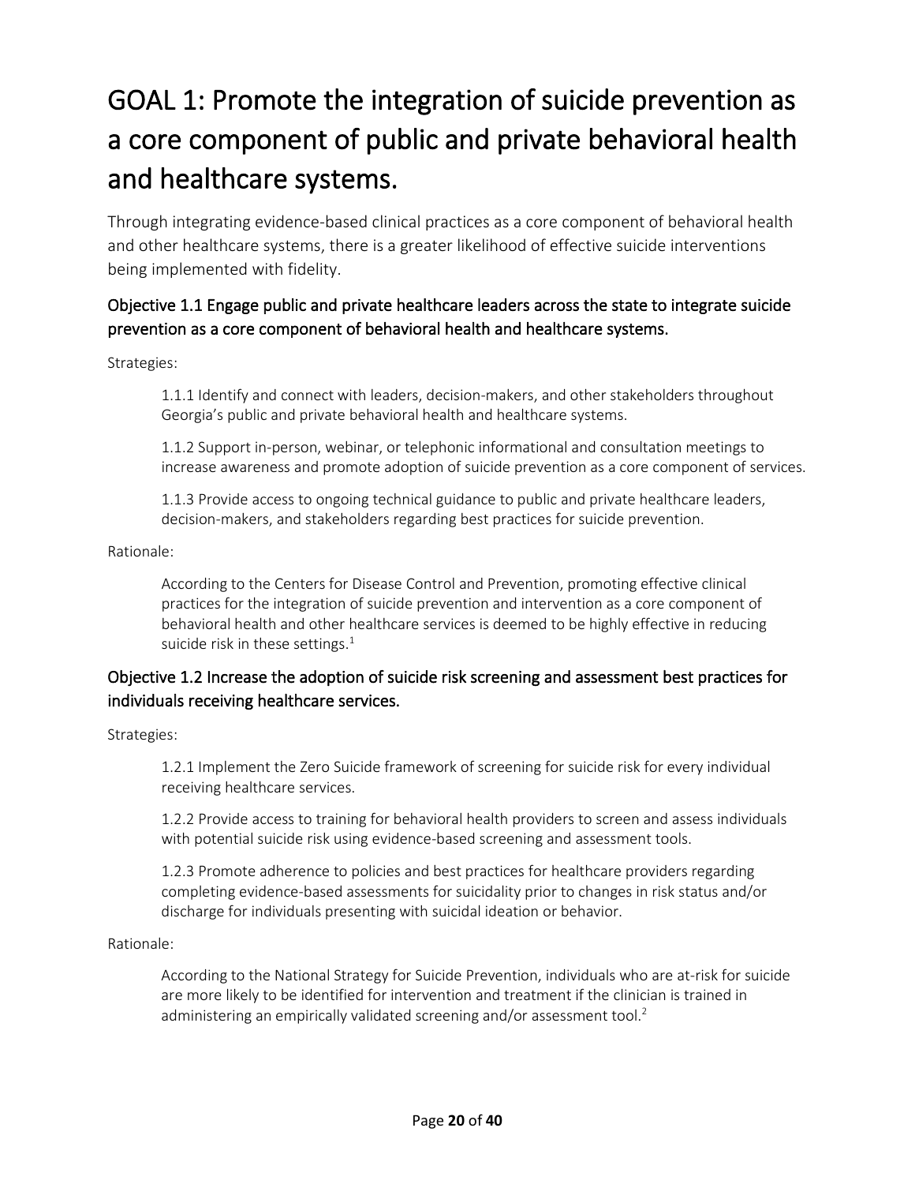# GOAL 1: Promote the integration of suicide prevention as a core component of public and private behavioral health and healthcare systems.

Through integrating evidence-based clinical practices as a core component of behavioral health and other healthcare systems, there is a greater likelihood of effective suicide interventions being implemented with fidelity.

### Objective 1.1 Engage public and private healthcare leaders across the state to integrate suicide prevention as a core component of behavioral health and healthcare systems.

Strategies:

> 1.1.1 Identify and connect with leaders, decision-makers, and other stakeholders throughout Georgia's public and private behavioral health and healthcare systems.
>
> 1.1.2 Support in-person, webinar, or telephonic informational and consultation meetings to increase awareness and promote adoption of suicide prevention as a core component of services.
>
> 1.1.3 Provide access to ongoing technical guidance to public and private healthcare leaders, decision-makers, and stakeholders regarding best practices for suicide prevention.

Rationale:

> According to the Centers for Disease Control and Prevention, promoting effective clinical practices for the integration of suicide prevention and intervention as a core component of behavioral health and other healthcare services is deemed to be highly effective in reducing suicide risk in these settings.[1]

### Objective 1.2 Increase the adoption of suicide risk screening and assessment best practices for individuals receiving healthcare services.

Strategies:

> 1.2.1 Implement the Zero Suicide framework of screening for suicide risk for every individual receiving healthcare services.
>
> 1.2.2 Provide access to training for behavioral health providers to screen and assess individuals with potential suicide risk using evidence-based screening and assessment tools.
>
> 1.2.3 Promote adherence to policies and best practices for healthcare providers regarding completing evidence-based assessments for suicidality prior to changes in risk status and/or discharge for individuals presenting with suicidal ideation or behavior.

Rationale:

> According to the National Strategy for Suicide Prevention, individuals who are at-risk for suicide are more likely to be identified for intervention and treatment if the clinician is trained in administering an empirically validated screening and/or assessment tool.[2]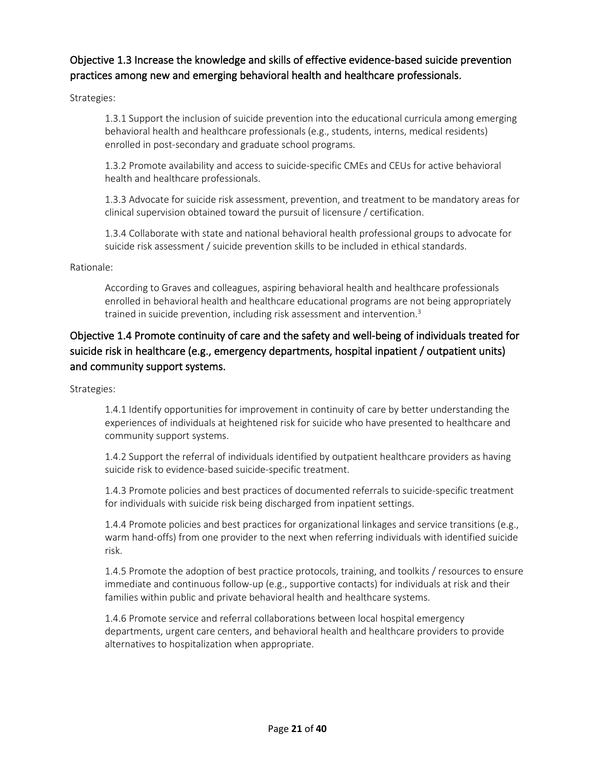### Objective 1.3 Increase the knowledge and skills of effective evidence-based suicide prevention practices among new and emerging behavioral health and healthcare professionals.

Strategies:

1.3.1 Support the inclusion of suicide prevention into the educational curricula among emerging behavioral health and healthcare professionals (e.g., students, interns, medical residents) enrolled in post-secondary and graduate school programs.

1.3.2 Promote availability and access to suicide-specific CMEs and CEUs for active behavioral health and healthcare professionals.

1.3.3 Advocate for suicide risk assessment, prevention, and treatment to be mandatory areas for clinical supervision obtained toward the pursuit of licensure / certification.

1.3.4 Collaborate with state and national behavioral health professional groups to advocate for suicide risk assessment / suicide prevention skills to be included in ethical standards.

Rationale:

According to Graves and colleagues, aspiring behavioral health and healthcare professionals enrolled in behavioral health and healthcare educational programs are not being appropriately trained in suicide prevention, including risk assessment and intervention.[3]

### Objective 1.4 Promote continuity of care and the safety and well-being of individuals treated for suicide risk in healthcare (e.g., emergency departments, hospital inpatient / outpatient units) and community support systems.

Strategies:

1.4.1 Identify opportunities for improvement in continuity of care by better understanding the experiences of individuals at heightened risk for suicide who have presented to healthcare and community support systems.

1.4.2 Support the referral of individuals identified by outpatient healthcare providers as having suicide risk to evidence-based suicide-specific treatment.

1.4.3 Promote policies and best practices of documented referrals to suicide-specific treatment for individuals with suicide risk being discharged from inpatient settings.

1.4.4 Promote policies and best practices for organizational linkages and service transitions (e.g., warm hand-offs) from one provider to the next when referring individuals with identified suicide risk.

1.4.5 Promote the adoption of best practice protocols, training, and toolkits / resources to ensure immediate and continuous follow-up (e.g., supportive contacts) for individuals at risk and their families within public and private behavioral health and healthcare systems.

1.4.6 Promote service and referral collaborations between local hospital emergency departments, urgent care centers, and behavioral health and healthcare providers to provide alternatives to hospitalization when appropriate.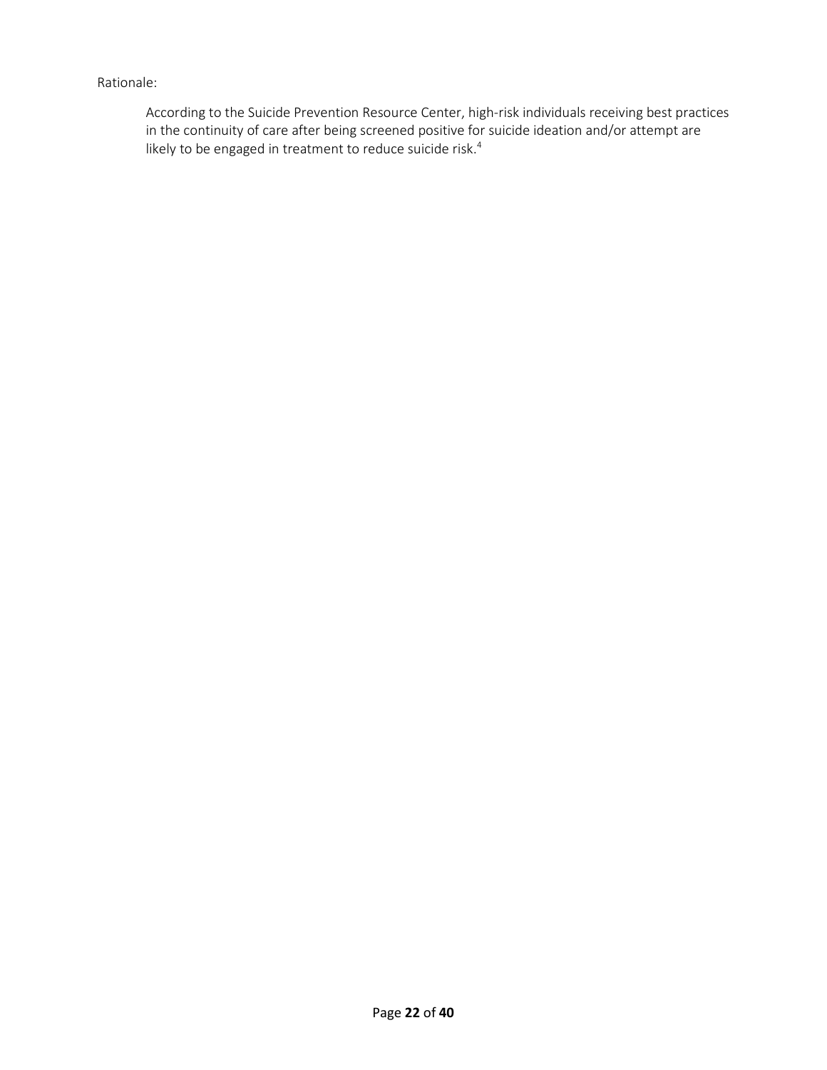Rationale:

According to the Suicide Prevention Resource Center, high-risk individuals receiving best practices in the continuity of care after being screened positive for suicide ideation and/or attempt are likely to be engaged in treatment to reduce suicide risk.[4]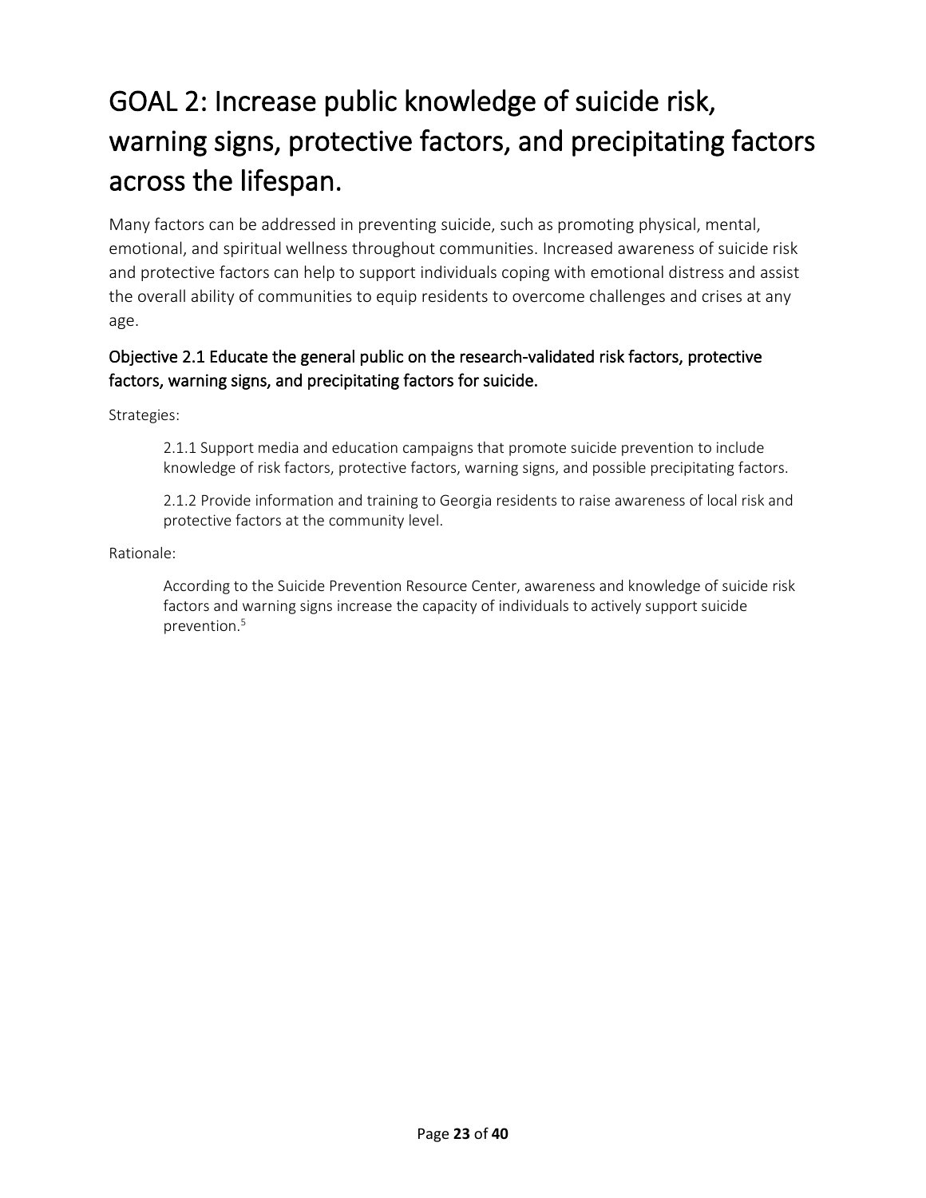# GOAL 2: Increase public knowledge of suicide risk, warning signs, protective factors, and precipitating factors across the lifespan.

Many factors can be addressed in preventing suicide, such as promoting physical, mental, emotional, and spiritual wellness throughout communities. Increased awareness of suicide risk and protective factors can help to support individuals coping with emotional distress and assist the overall ability of communities to equip residents to overcome challenges and crises at any age.

## Objective 2.1 Educate the general public on the research-validated risk factors, protective factors, warning signs, and precipitating factors for suicide.

Strategies:

> 2.1.1 Support media and education campaigns that promote suicide prevention to include knowledge of risk factors, protective factors, warning signs, and possible precipitating factors.
>
> 2.1.2 Provide information and training to Georgia residents to raise awareness of local risk and protective factors at the community level.

Rationale:

> According to the Suicide Prevention Resource Center, awareness and knowledge of suicide risk factors and warning signs increase the capacity of individuals to actively support suicide prevention.[5]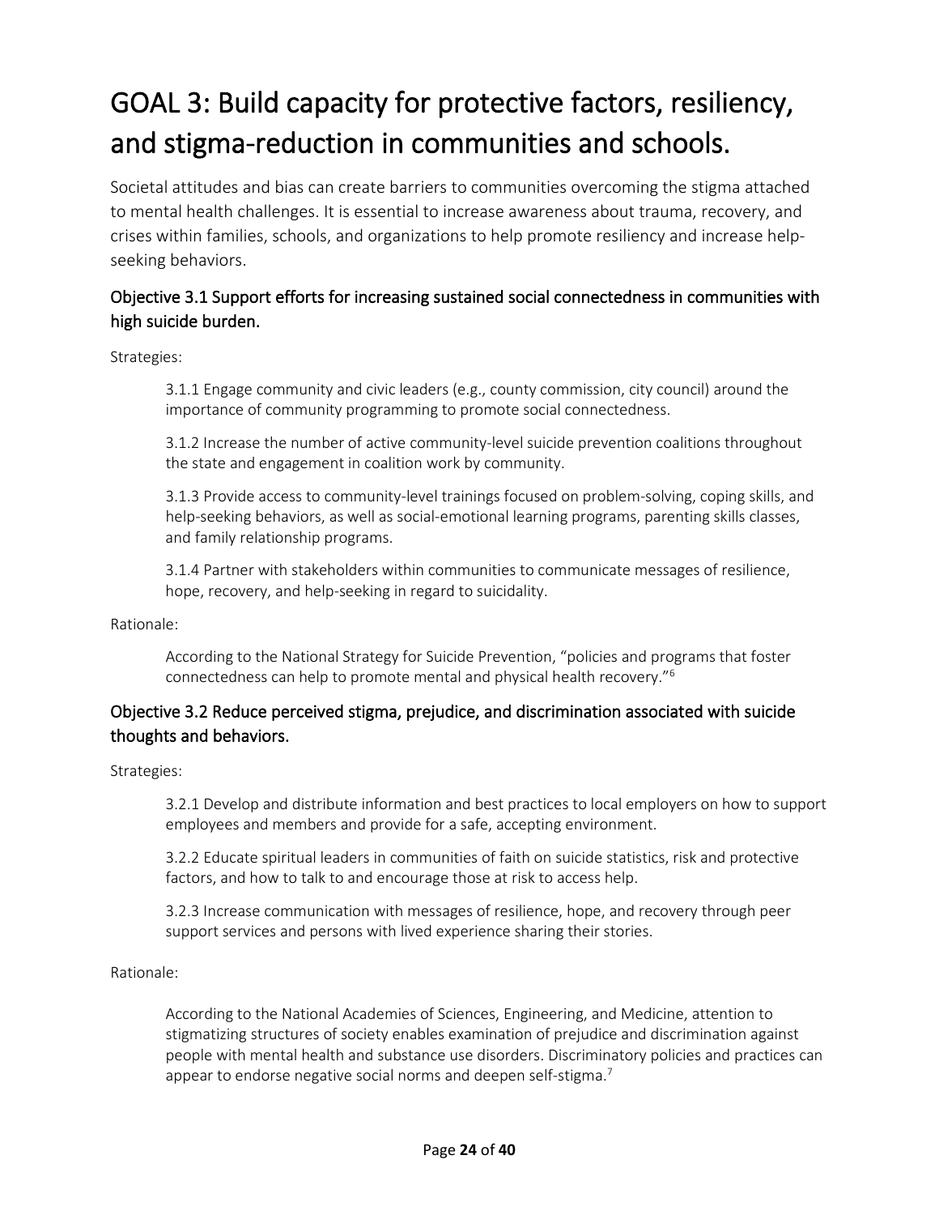# GOAL 3: Build capacity for protective factors, resiliency, and stigma-reduction in communities and schools.

Societal attitudes and bias can create barriers to communities overcoming the stigma attached to mental health challenges. It is essential to increase awareness about trauma, recovery, and crises within families, schools, and organizations to help promote resiliency and increase help-seeking behaviors.

## Objective 3.1 Support efforts for increasing sustained social connectedness in communities with high suicide burden.

Strategies:

3.1.1 Engage community and civic leaders (e.g., county commission, city council) around the importance of community programming to promote social connectedness.

3.1.2 Increase the number of active community-level suicide prevention coalitions throughout the state and engagement in coalition work by community.

3.1.3 Provide access to community-level trainings focused on problem-solving, coping skills, and help-seeking behaviors, as well as social-emotional learning programs, parenting skills classes, and family relationship programs.

3.1.4 Partner with stakeholders within communities to communicate messages of resilience, hope, recovery, and help-seeking in regard to suicidality.

Rationale:

According to the National Strategy for Suicide Prevention, "policies and programs that foster connectedness can help to promote mental and physical health recovery."[6]

## Objective 3.2 Reduce perceived stigma, prejudice, and discrimination associated with suicide thoughts and behaviors.

Strategies:

3.2.1 Develop and distribute information and best practices to local employers on how to support employees and members and provide for a safe, accepting environment.

3.2.2 Educate spiritual leaders in communities of faith on suicide statistics, risk and protective factors, and how to talk to and encourage those at risk to access help.

3.2.3 Increase communication with messages of resilience, hope, and recovery through peer support services and persons with lived experience sharing their stories.

Rationale:

According to the National Academies of Sciences, Engineering, and Medicine, attention to stigmatizing structures of society enables examination of prejudice and discrimination against people with mental health and substance use disorders. Discriminatory policies and practices can appear to endorse negative social norms and deepen self-stigma.[7]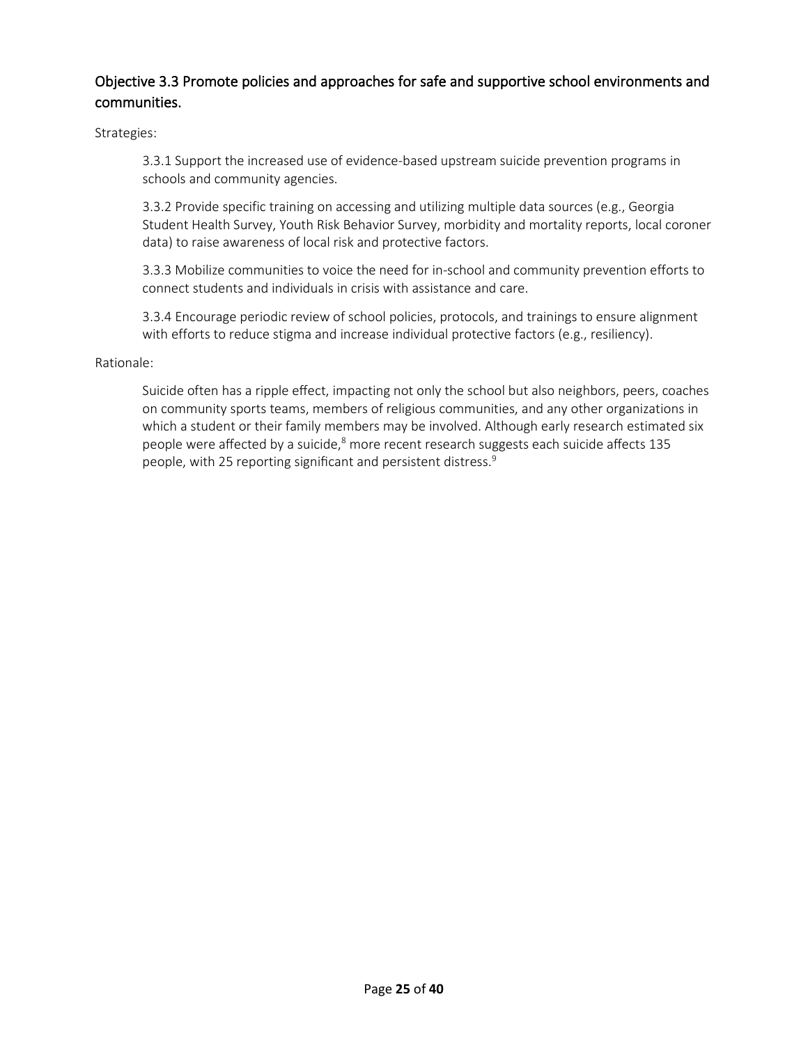### Objective 3.3 Promote policies and approaches for safe and supportive school environments and communities.

Strategies:

3.3.1 Support the increased use of evidence-based upstream suicide prevention programs in schools and community agencies.

3.3.2 Provide specific training on accessing and utilizing multiple data sources (e.g., Georgia Student Health Survey, Youth Risk Behavior Survey, morbidity and mortality reports, local coroner data) to raise awareness of local risk and protective factors.

3.3.3 Mobilize communities to voice the need for in-school and community prevention efforts to connect students and individuals in crisis with assistance and care.

3.3.4 Encourage periodic review of school policies, protocols, and trainings to ensure alignment with efforts to reduce stigma and increase individual protective factors (e.g., resiliency).

Rationale:

Suicide often has a ripple effect, impacting not only the school but also neighbors, peers, coaches on community sports teams, members of religious communities, and any other organizations in which a student or their family members may be involved. Although early research estimated six people were affected by a suicide,[8] more recent research suggests each suicide affects 135 people, with 25 reporting significant and persistent distress.[9]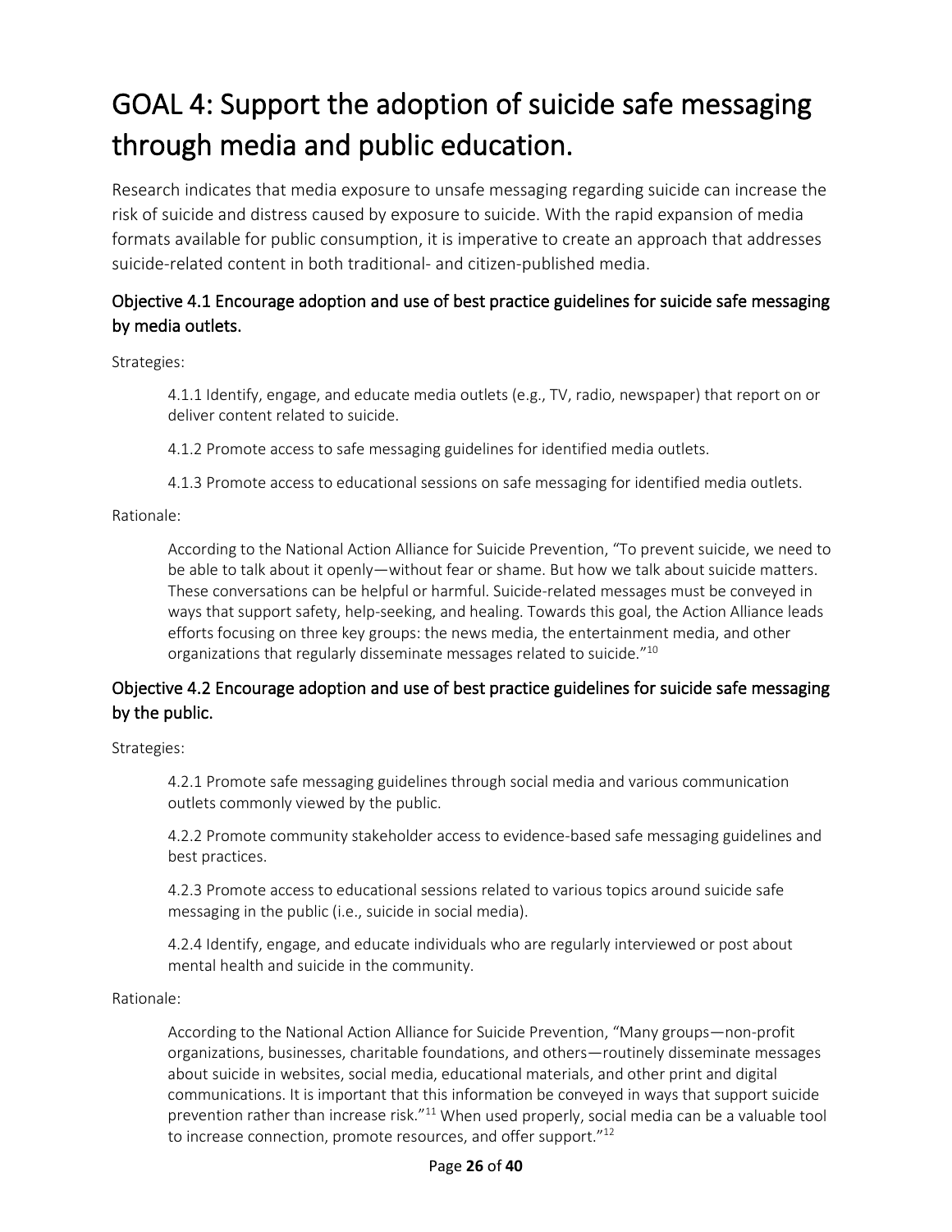# GOAL 4: Support the adoption of suicide safe messaging through media and public education.

Research indicates that media exposure to unsafe messaging regarding suicide can increase the risk of suicide and distress caused by exposure to suicide. With the rapid expansion of media formats available for public consumption, it is imperative to create an approach that addresses suicide-related content in both traditional- and citizen-published media.

## Objective 4.1 Encourage adoption and use of best practice guidelines for suicide safe messaging by media outlets.

Strategies:

4.1.1 Identify, engage, and educate media outlets (e.g., TV, radio, newspaper) that report on or deliver content related to suicide.

4.1.2 Promote access to safe messaging guidelines for identified media outlets.

4.1.3 Promote access to educational sessions on safe messaging for identified media outlets.

Rationale:

According to the National Action Alliance for Suicide Prevention, "To prevent suicide, we need to be able to talk about it openly—without fear or shame. But how we talk about suicide matters. These conversations can be helpful or harmful. Suicide-related messages must be conveyed in ways that support safety, help-seeking, and healing. Towards this goal, the Action Alliance leads efforts focusing on three key groups: the news media, the entertainment media, and other organizations that regularly disseminate messages related to suicide."[10]

## Objective 4.2 Encourage adoption and use of best practice guidelines for suicide safe messaging by the public.

Strategies:

4.2.1 Promote safe messaging guidelines through social media and various communication outlets commonly viewed by the public.

4.2.2 Promote community stakeholder access to evidence-based safe messaging guidelines and best practices.

4.2.3 Promote access to educational sessions related to various topics around suicide safe messaging in the public (i.e., suicide in social media).

4.2.4 Identify, engage, and educate individuals who are regularly interviewed or post about mental health and suicide in the community.

Rationale:

According to the National Action Alliance for Suicide Prevention, "Many groups—non-profit organizations, businesses, charitable foundations, and others—routinely disseminate messages about suicide in websites, social media, educational materials, and other print and digital communications. It is important that this information be conveyed in ways that support suicide prevention rather than increase risk."[11] When used properly, social media can be a valuable tool to increase connection, promote resources, and offer support."[12]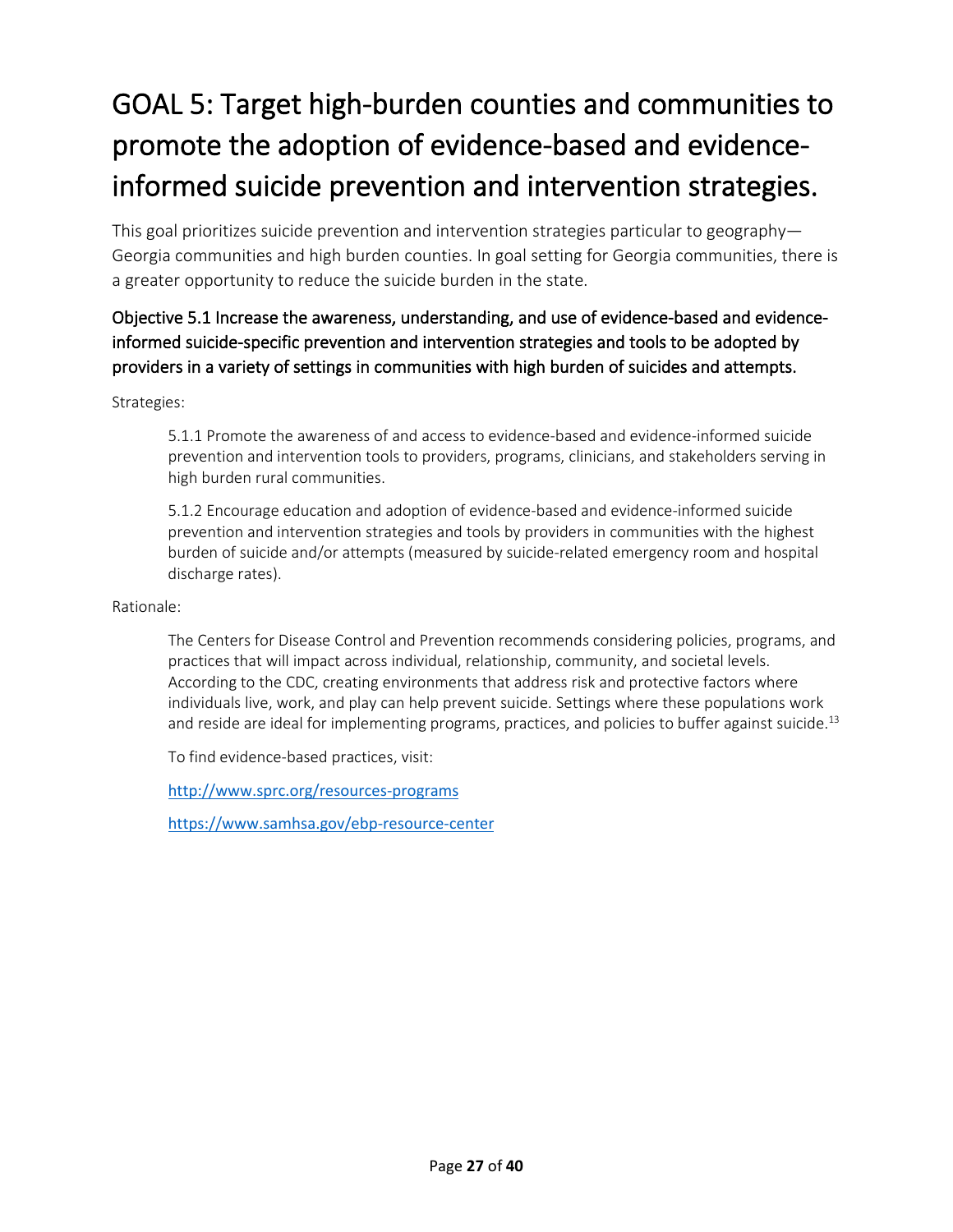# GOAL 5: Target high-burden counties and communities to promote the adoption of evidence-based and evidence-informed suicide prevention and intervention strategies.

This goal prioritizes suicide prevention and intervention strategies particular to geography—Georgia communities and high burden counties. In goal setting for Georgia communities, there is a greater opportunity to reduce the suicide burden in the state.

## Objective 5.1 Increase the awareness, understanding, and use of evidence-based and evidence-informed suicide-specific prevention and intervention strategies and tools to be adopted by providers in a variety of settings in communities with high burden of suicides and attempts.

Strategies:

> 5.1.1 Promote the awareness of and access to evidence-based and evidence-informed suicide prevention and intervention tools to providers, programs, clinicians, and stakeholders serving in high burden rural communities.
>
> 5.1.2 Encourage education and adoption of evidence-based and evidence-informed suicide prevention and intervention strategies and tools by providers in communities with the highest burden of suicide and/or attempts (measured by suicide-related emergency room and hospital discharge rates).

Rationale:

> The Centers for Disease Control and Prevention recommends considering policies, programs, and practices that will impact across individual, relationship, community, and societal levels. According to the CDC, creating environments that address risk and protective factors where individuals live, work, and play can help prevent suicide. Settings where these populations work and reside are ideal for implementing programs, practices, and policies to buffer against suicide.[13]
>
> To find evidence-based practices, visit:
>
> http://www.sprc.org/resources-programs
>
> https://www.samhsa.gov/ebp-resource-center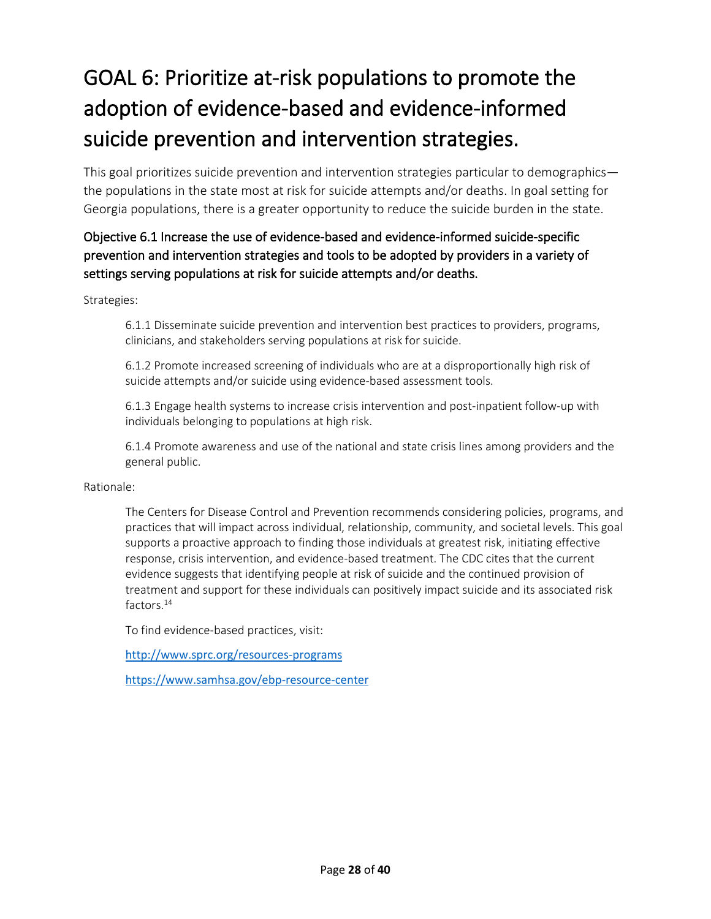# GOAL 6: Prioritize at-risk populations to promote the adoption of evidence-based and evidence-informed suicide prevention and intervention strategies.

This goal prioritizes suicide prevention and intervention strategies particular to demographics—the populations in the state most at risk for suicide attempts and/or deaths. In goal setting for Georgia populations, there is a greater opportunity to reduce the suicide burden in the state.

## Objective 6.1 Increase the use of evidence-based and evidence-informed suicide-specific prevention and intervention strategies and tools to be adopted by providers in a variety of settings serving populations at risk for suicide attempts and/or deaths.

Strategies:

> 6.1.1 Disseminate suicide prevention and intervention best practices to providers, programs, clinicians, and stakeholders serving populations at risk for suicide.
>
> 6.1.2 Promote increased screening of individuals who are at a disproportionally high risk of suicide attempts and/or suicide using evidence-based assessment tools.
>
> 6.1.3 Engage health systems to increase crisis intervention and post-inpatient follow-up with individuals belonging to populations at high risk.
>
> 6.1.4 Promote awareness and use of the national and state crisis lines among providers and the general public.

Rationale:

> The Centers for Disease Control and Prevention recommends considering policies, programs, and practices that will impact across individual, relationship, community, and societal levels. This goal supports a proactive approach to finding those individuals at greatest risk, initiating effective response, crisis intervention, and evidence-based treatment. The CDC cites that the current evidence suggests that identifying people at risk of suicide and the continued provision of treatment and support for these individuals can positively impact suicide and its associated risk factors.[14]
>
> To find evidence-based practices, visit:
>
> http://www.sprc.org/resources-programs
>
> https://www.samhsa.gov/ebp-resource-center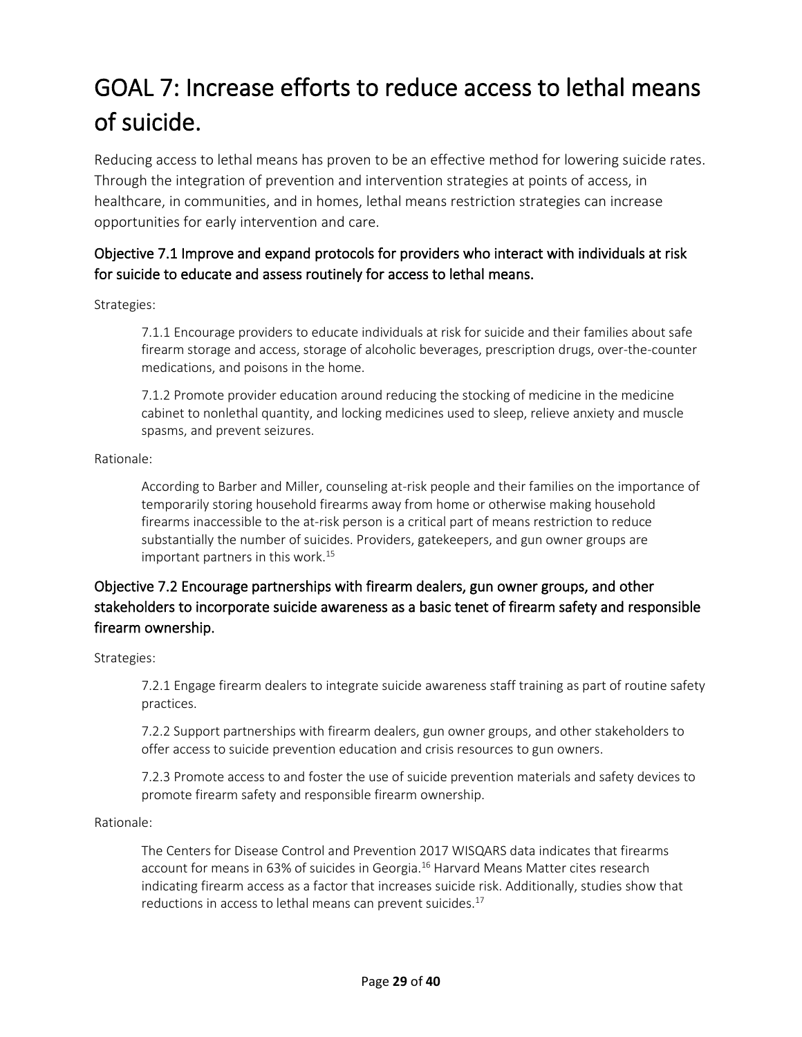# GOAL 7: Increase efforts to reduce access to lethal means of suicide.

Reducing access to lethal means has proven to be an effective method for lowering suicide rates. Through the integration of prevention and intervention strategies at points of access, in healthcare, in communities, and in homes, lethal means restriction strategies can increase opportunities for early intervention and care.

## Objective 7.1 Improve and expand protocols for providers who interact with individuals at risk for suicide to educate and assess routinely for access to lethal means.

Strategies:

> 7.1.1 Encourage providers to educate individuals at risk for suicide and their families about safe firearm storage and access, storage of alcoholic beverages, prescription drugs, over-the-counter medications, and poisons in the home.
>
> 7.1.2 Promote provider education around reducing the stocking of medicine in the medicine cabinet to nonlethal quantity, and locking medicines used to sleep, relieve anxiety and muscle spasms, and prevent seizures.

Rationale:

> According to Barber and Miller, counseling at-risk people and their families on the importance of temporarily storing household firearms away from home or otherwise making household firearms inaccessible to the at-risk person is a critical part of means restriction to reduce substantially the number of suicides. Providers, gatekeepers, and gun owner groups are important partners in this work.[15]

## Objective 7.2 Encourage partnerships with firearm dealers, gun owner groups, and other stakeholders to incorporate suicide awareness as a basic tenet of firearm safety and responsible firearm ownership.

Strategies:

> 7.2.1 Engage firearm dealers to integrate suicide awareness staff training as part of routine safety practices.
>
> 7.2.2 Support partnerships with firearm dealers, gun owner groups, and other stakeholders to offer access to suicide prevention education and crisis resources to gun owners.
>
> 7.2.3 Promote access to and foster the use of suicide prevention materials and safety devices to promote firearm safety and responsible firearm ownership.

Rationale:

> The Centers for Disease Control and Prevention 2017 WISQARS data indicates that firearms account for means in 63% of suicides in Georgia.[16] Harvard Means Matter cites research indicating firearm access as a factor that increases suicide risk. Additionally, studies show that reductions in access to lethal means can prevent suicides.[17]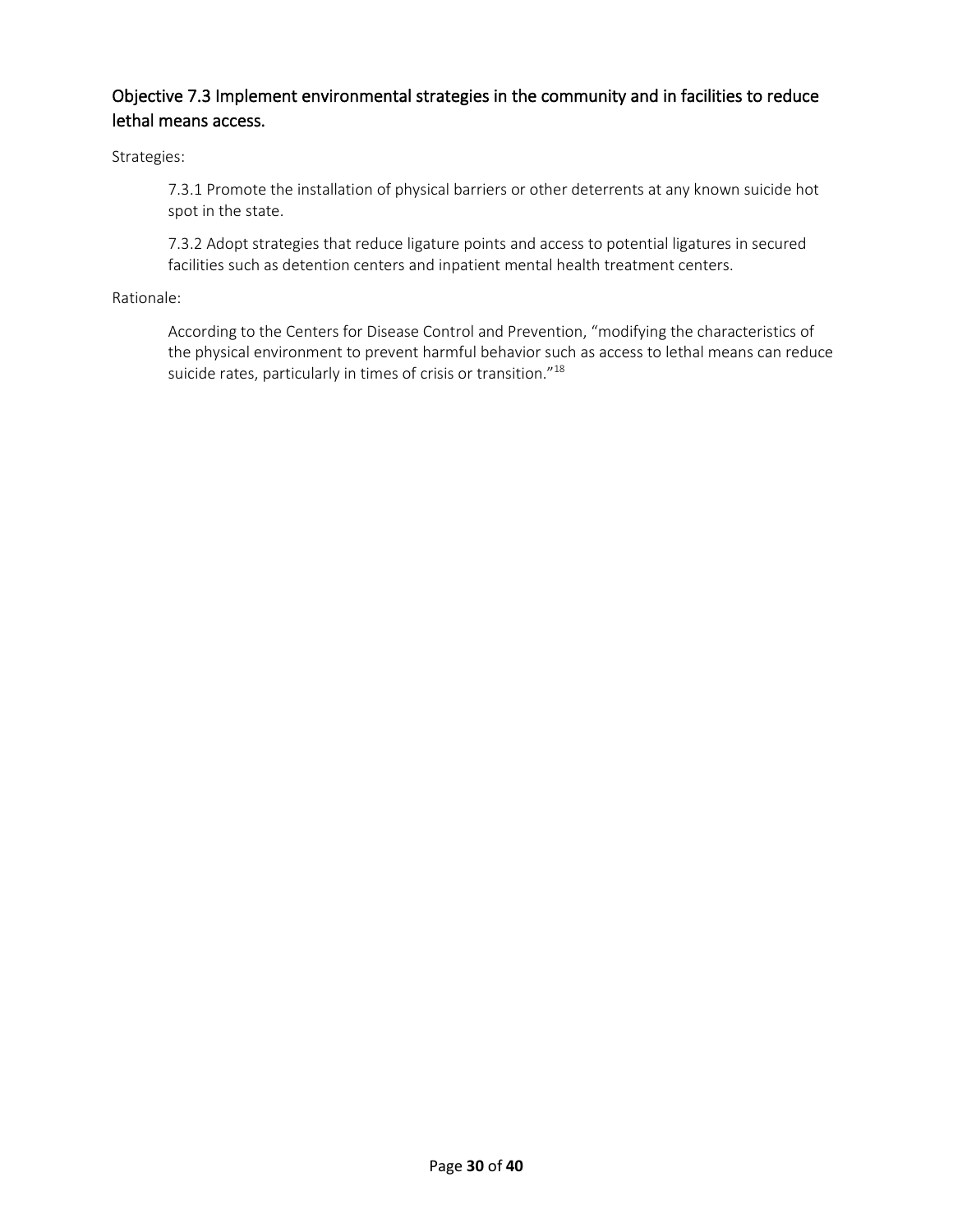### Objective 7.3 Implement environmental strategies in the community and in facilities to reduce lethal means access.

Strategies:

7.3.1 Promote the installation of physical barriers or other deterrents at any known suicide hot spot in the state.

7.3.2 Adopt strategies that reduce ligature points and access to potential ligatures in secured facilities such as detention centers and inpatient mental health treatment centers.

Rationale:

According to the Centers for Disease Control and Prevention, "modifying the characteristics of the physical environment to prevent harmful behavior such as access to lethal means can reduce suicide rates, particularly in times of crisis or transition."[18]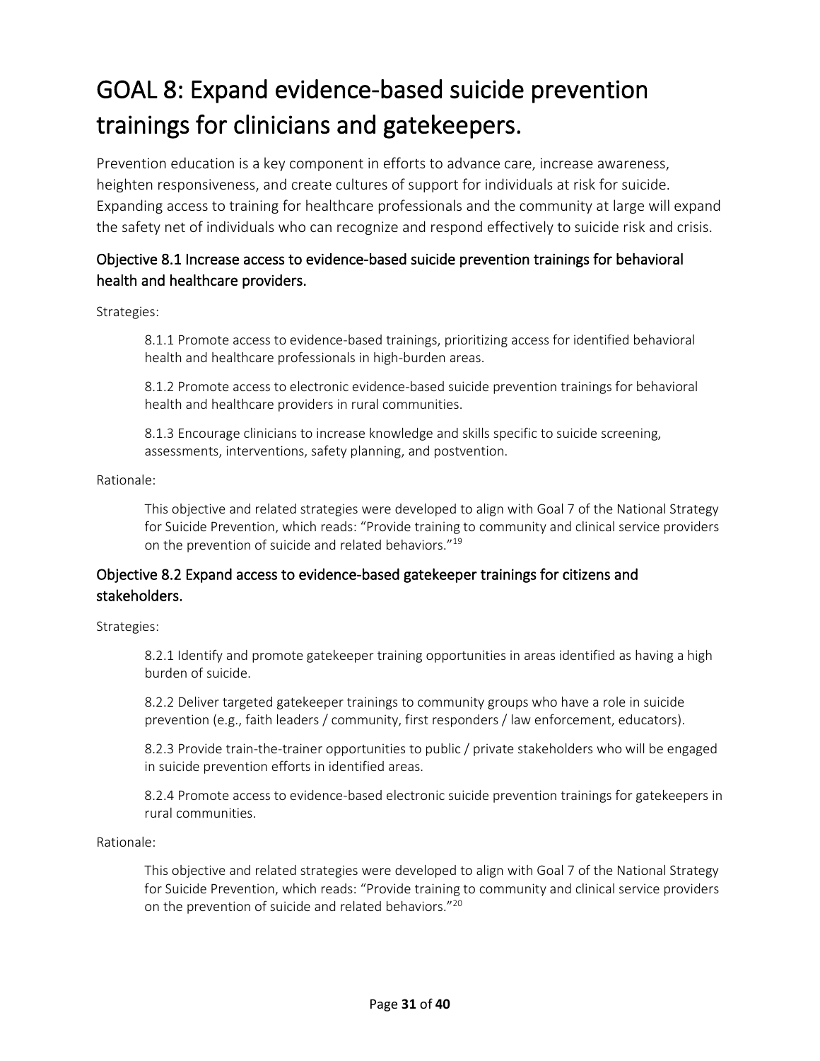# GOAL 8: Expand evidence-based suicide prevention trainings for clinicians and gatekeepers.

Prevention education is a key component in efforts to advance care, increase awareness, heighten responsiveness, and create cultures of support for individuals at risk for suicide. Expanding access to training for healthcare professionals and the community at large will expand the safety net of individuals who can recognize and respond effectively to suicide risk and crisis.

## Objective 8.1 Increase access to evidence-based suicide prevention trainings for behavioral health and healthcare providers.

Strategies:

8.1.1 Promote access to evidence-based trainings, prioritizing access for identified behavioral health and healthcare professionals in high-burden areas.

8.1.2 Promote access to electronic evidence-based suicide prevention trainings for behavioral health and healthcare providers in rural communities.

8.1.3 Encourage clinicians to increase knowledge and skills specific to suicide screening, assessments, interventions, safety planning, and postvention.

Rationale:

This objective and related strategies were developed to align with Goal 7 of the National Strategy for Suicide Prevention, which reads: "Provide training to community and clinical service providers on the prevention of suicide and related behaviors."[19]

## Objective 8.2 Expand access to evidence-based gatekeeper trainings for citizens and stakeholders.

Strategies:

8.2.1 Identify and promote gatekeeper training opportunities in areas identified as having a high burden of suicide.

8.2.2 Deliver targeted gatekeeper trainings to community groups who have a role in suicide prevention (e.g., faith leaders / community, first responders / law enforcement, educators).

8.2.3 Provide train-the-trainer opportunities to public / private stakeholders who will be engaged in suicide prevention efforts in identified areas.

8.2.4 Promote access to evidence-based electronic suicide prevention trainings for gatekeepers in rural communities.

Rationale:

This objective and related strategies were developed to align with Goal 7 of the National Strategy for Suicide Prevention, which reads: "Provide training to community and clinical service providers on the prevention of suicide and related behaviors."[20]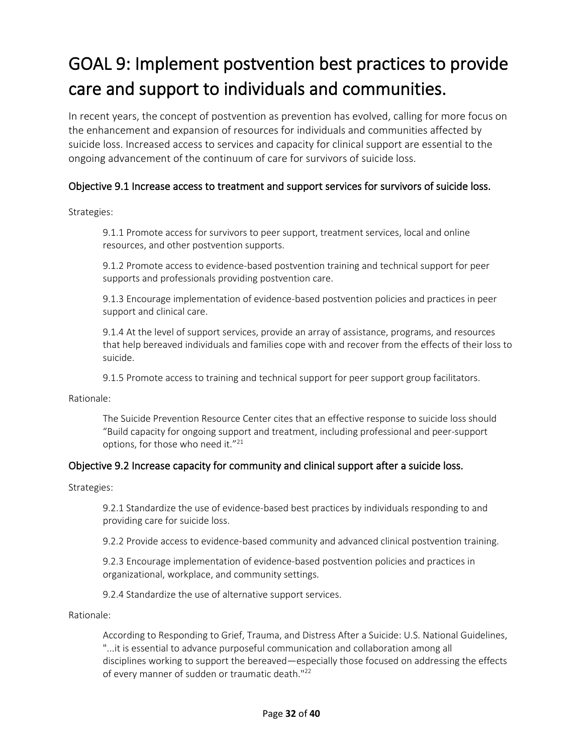# GOAL 9: Implement postvention best practices to provide care and support to individuals and communities.

In recent years, the concept of postvention as prevention has evolved, calling for more focus on the enhancement and expansion of resources for individuals and communities affected by suicide loss. Increased access to services and capacity for clinical support are essential to the ongoing advancement of the continuum of care for survivors of suicide loss.

### Objective 9.1 Increase access to treatment and support services for survivors of suicide loss.

Strategies:

> 9.1.1 Promote access for survivors to peer support, treatment services, local and online resources, and other postvention supports.
>
> 9.1.2 Promote access to evidence-based postvention training and technical support for peer supports and professionals providing postvention care.
>
> 9.1.3 Encourage implementation of evidence-based postvention policies and practices in peer support and clinical care.
>
> 9.1.4 At the level of support services, provide an array of assistance, programs, and resources that help bereaved individuals and families cope with and recover from the effects of their loss to suicide.
>
> 9.1.5 Promote access to training and technical support for peer support group facilitators.

Rationale:

> The Suicide Prevention Resource Center cites that an effective response to suicide loss should "Build capacity for ongoing support and treatment, including professional and peer-support options, for those who need it."[21]

### Objective 9.2 Increase capacity for community and clinical support after a suicide loss.

Strategies:

> 9.2.1 Standardize the use of evidence-based best practices by individuals responding to and providing care for suicide loss.
>
> 9.2.2 Provide access to evidence-based community and advanced clinical postvention training.
>
> 9.2.3 Encourage implementation of evidence-based postvention policies and practices in organizational, workplace, and community settings.
>
> 9.2.4 Standardize the use of alternative support services.

Rationale:

> According to Responding to Grief, Trauma, and Distress After a Suicide: U.S. National Guidelines, "...it is essential to advance purposeful communication and collaboration among all disciplines working to support the bereaved—especially those focused on addressing the effects of every manner of sudden or traumatic death."[22]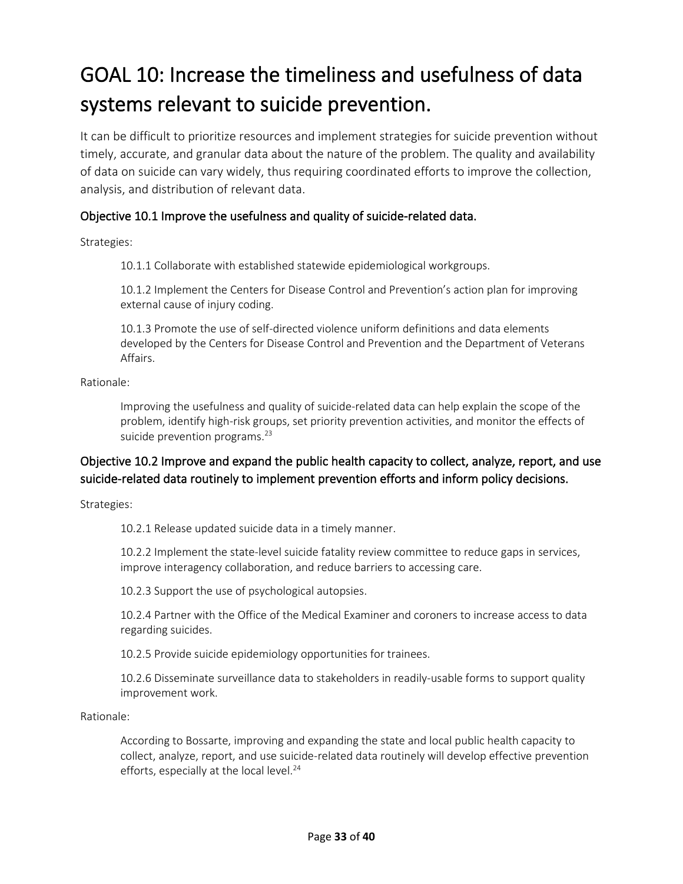# GOAL 10: Increase the timeliness and usefulness of data systems relevant to suicide prevention.

It can be difficult to prioritize resources and implement strategies for suicide prevention without timely, accurate, and granular data about the nature of the problem. The quality and availability of data on suicide can vary widely, thus requiring coordinated efforts to improve the collection, analysis, and distribution of relevant data.

### Objective 10.1 Improve the usefulness and quality of suicide-related data.

Strategies:

> 10.1.1 Collaborate with established statewide epidemiological workgroups.
>
> 10.1.2 Implement the Centers for Disease Control and Prevention's action plan for improving external cause of injury coding.
>
> 10.1.3 Promote the use of self-directed violence uniform definitions and data elements developed by the Centers for Disease Control and Prevention and the Department of Veterans Affairs.

Rationale:

> Improving the usefulness and quality of suicide-related data can help explain the scope of the problem, identify high-risk groups, set priority prevention activities, and monitor the effects of suicide prevention programs.[23]

### Objective 10.2 Improve and expand the public health capacity to collect, analyze, report, and use suicide-related data routinely to implement prevention efforts and inform policy decisions.

Strategies:

> 10.2.1 Release updated suicide data in a timely manner.
>
> 10.2.2 Implement the state-level suicide fatality review committee to reduce gaps in services, improve interagency collaboration, and reduce barriers to accessing care.
>
> 10.2.3 Support the use of psychological autopsies.
>
> 10.2.4 Partner with the Office of the Medical Examiner and coroners to increase access to data regarding suicides.
>
> 10.2.5 Provide suicide epidemiology opportunities for trainees.
>
> 10.2.6 Disseminate surveillance data to stakeholders in readily-usable forms to support quality improvement work.

Rationale:

> According to Bossarte, improving and expanding the state and local public health capacity to collect, analyze, report, and use suicide-related data routinely will develop effective prevention efforts, especially at the local level.[24]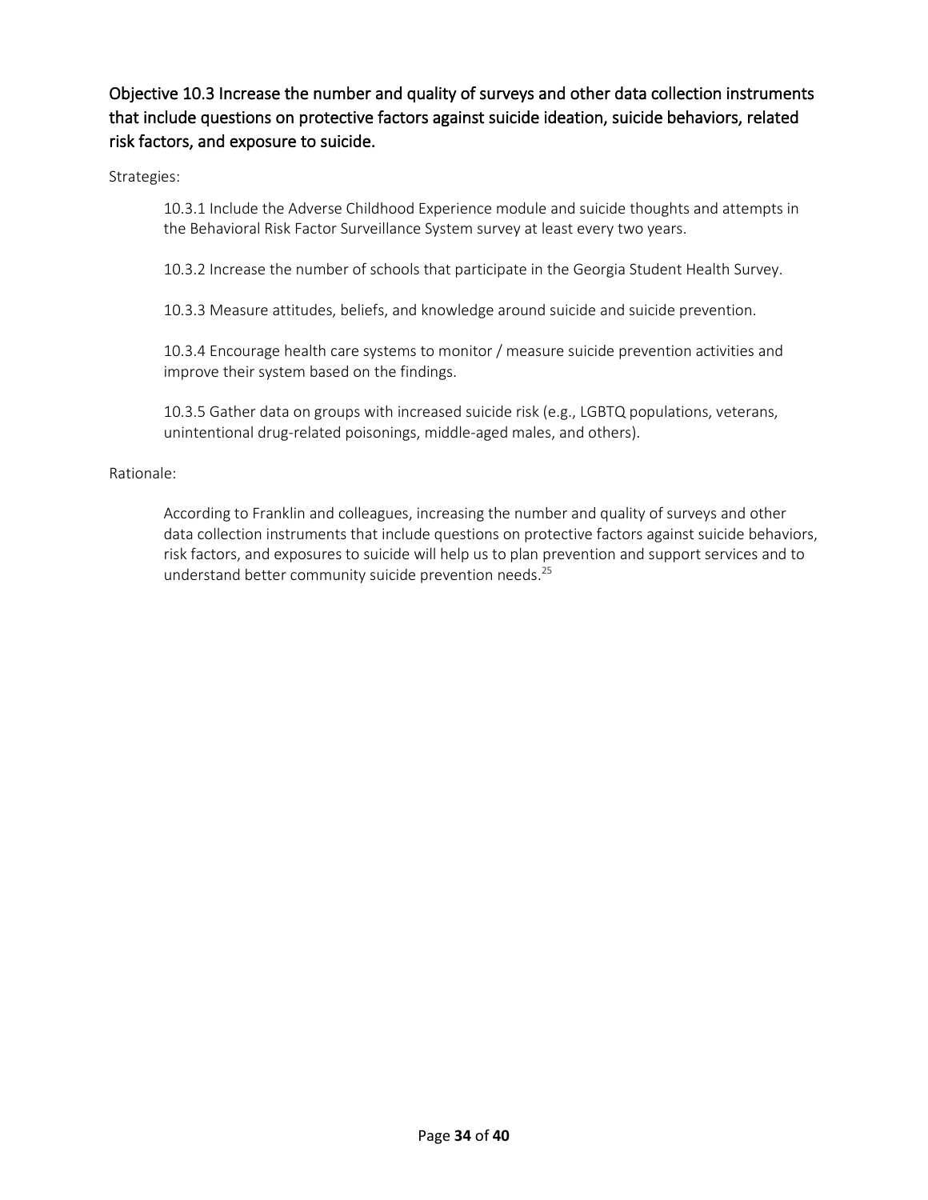### Objective 10.3 Increase the number and quality of surveys and other data collection instruments that include questions on protective factors against suicide ideation, suicide behaviors, related risk factors, and exposure to suicide.

Strategies:

10.3.1 Include the Adverse Childhood Experience module and suicide thoughts and attempts in the Behavioral Risk Factor Surveillance System survey at least every two years.

10.3.2 Increase the number of schools that participate in the Georgia Student Health Survey.

10.3.3 Measure attitudes, beliefs, and knowledge around suicide and suicide prevention.

10.3.4 Encourage health care systems to monitor / measure suicide prevention activities and improve their system based on the findings.

10.3.5 Gather data on groups with increased suicide risk (e.g., LGBTQ populations, veterans, unintentional drug-related poisonings, middle-aged males, and others).

Rationale:

According to Franklin and colleagues, increasing the number and quality of surveys and other data collection instruments that include questions on protective factors against suicide behaviors, risk factors, and exposures to suicide will help us to plan prevention and support services and to understand better community suicide prevention needs.[25]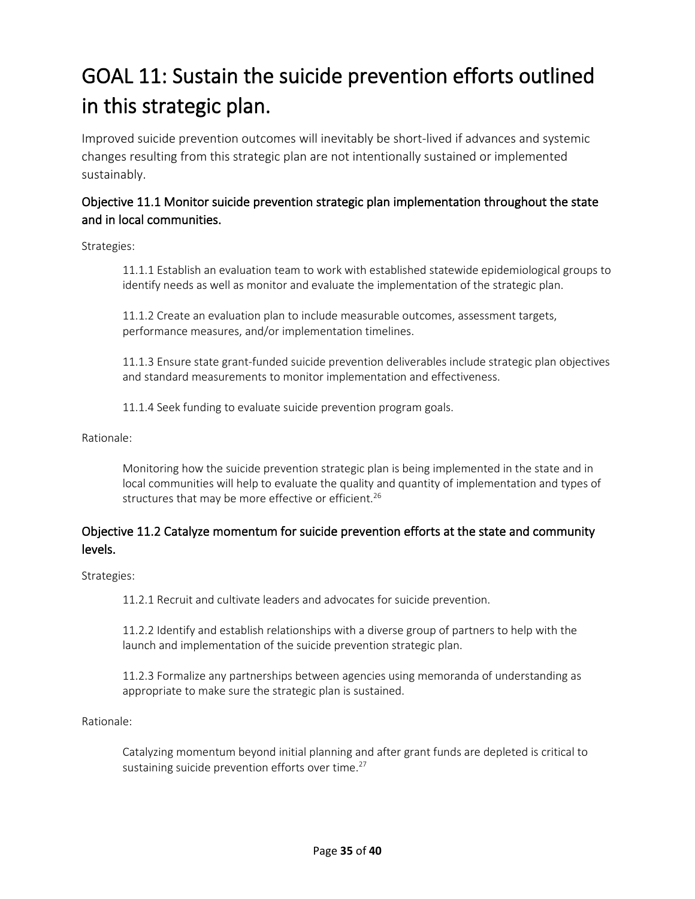# GOAL 11: Sustain the suicide prevention efforts outlined in this strategic plan.

Improved suicide prevention outcomes will inevitably be short-lived if advances and systemic changes resulting from this strategic plan are not intentionally sustained or implemented sustainably.

## Objective 11.1 Monitor suicide prevention strategic plan implementation throughout the state and in local communities.

Strategies:

11.1.1 Establish an evaluation team to work with established statewide epidemiological groups to identify needs as well as monitor and evaluate the implementation of the strategic plan.

11.1.2 Create an evaluation plan to include measurable outcomes, assessment targets, performance measures, and/or implementation timelines.

11.1.3 Ensure state grant-funded suicide prevention deliverables include strategic plan objectives and standard measurements to monitor implementation and effectiveness.

11.1.4 Seek funding to evaluate suicide prevention program goals.

Rationale:

Monitoring how the suicide prevention strategic plan is being implemented in the state and in local communities will help to evaluate the quality and quantity of implementation and types of structures that may be more effective or efficient.[26]

## Objective 11.2 Catalyze momentum for suicide prevention efforts at the state and community levels.

Strategies:

11.2.1 Recruit and cultivate leaders and advocates for suicide prevention.

11.2.2 Identify and establish relationships with a diverse group of partners to help with the launch and implementation of the suicide prevention strategic plan.

11.2.3 Formalize any partnerships between agencies using memoranda of understanding as appropriate to make sure the strategic plan is sustained.

Rationale:

Catalyzing momentum beyond initial planning and after grant funds are depleted is critical to sustaining suicide prevention efforts over time.[27]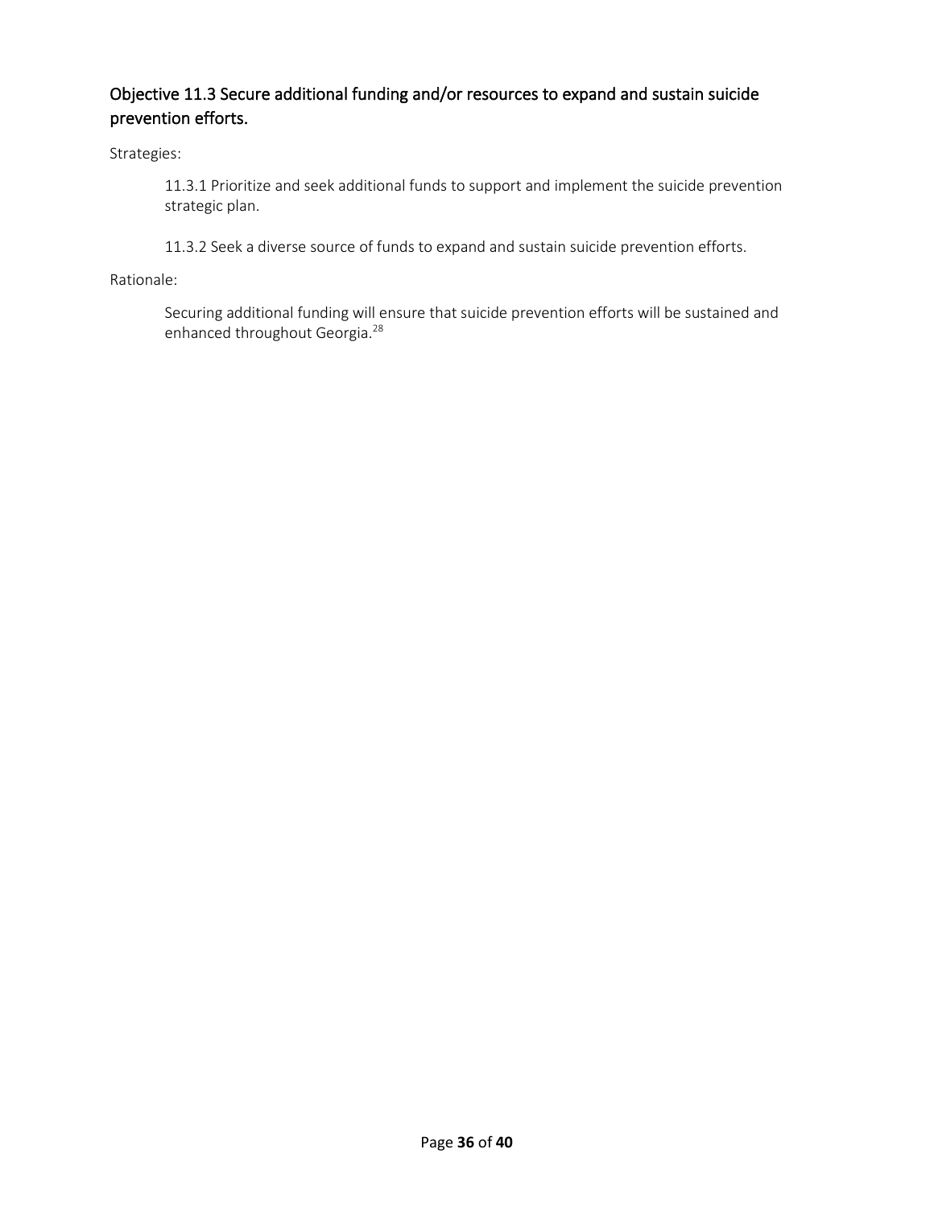### Objective 11.3 Secure additional funding and/or resources to expand and sustain suicide prevention efforts.

Strategies:

> 11.3.1 Prioritize and seek additional funds to support and implement the suicide prevention strategic plan.
>
> 11.3.2 Seek a diverse source of funds to expand and sustain suicide prevention efforts.

Rationale:

> Securing additional funding will ensure that suicide prevention efforts will be sustained and enhanced throughout Georgia.[28]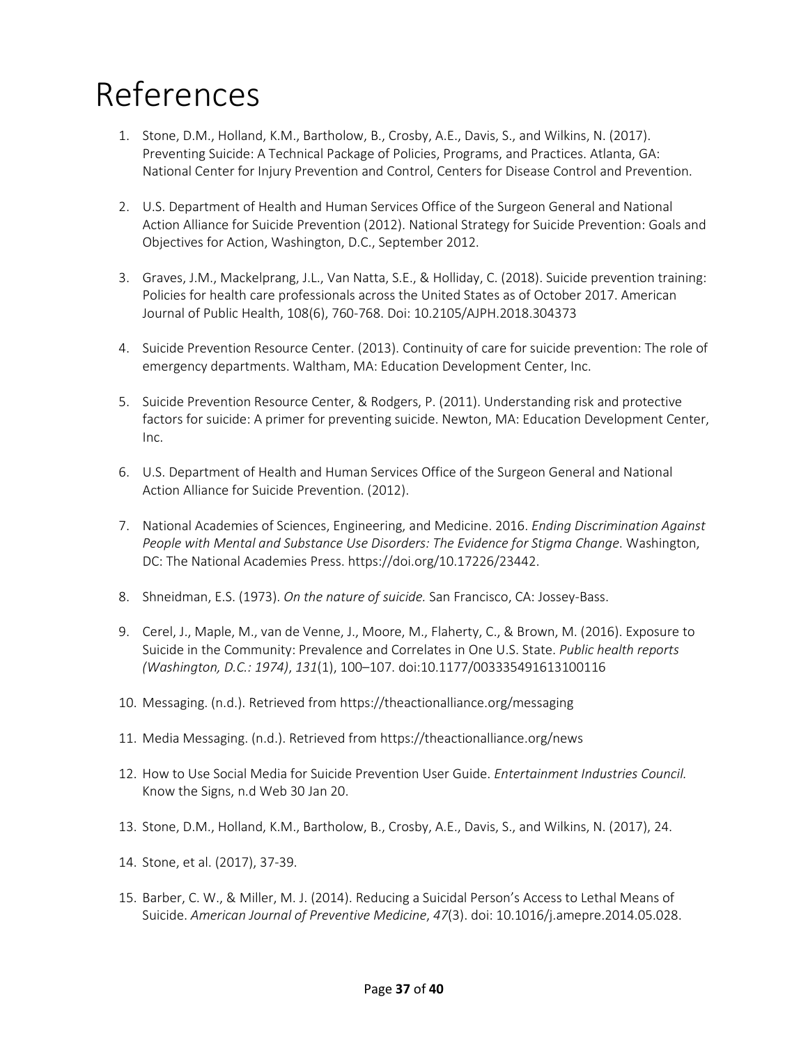# References

1. Stone, D.M., Holland, K.M., Bartholow, B., Crosby, A.E., Davis, S., and Wilkins, N. (2017). Preventing Suicide: A Technical Package of Policies, Programs, and Practices. Atlanta, GA: National Center for Injury Prevention and Control, Centers for Disease Control and Prevention.

2. U.S. Department of Health and Human Services Office of the Surgeon General and National Action Alliance for Suicide Prevention (2012). National Strategy for Suicide Prevention: Goals and Objectives for Action, Washington, D.C., September 2012.

3. Graves, J.M., Mackelprang, J.L., Van Natta, S.E., & Holliday, C. (2018). Suicide prevention training: Policies for health care professionals across the United States as of October 2017. American Journal of Public Health, 108(6), 760-768. Doi: 10.2105/AJPH.2018.304373

4. Suicide Prevention Resource Center. (2013). Continuity of care for suicide prevention: The role of emergency departments. Waltham, MA: Education Development Center, Inc.

5. Suicide Prevention Resource Center, & Rodgers, P. (2011). Understanding risk and protective factors for suicide: A primer for preventing suicide. Newton, MA: Education Development Center, Inc.

6. U.S. Department of Health and Human Services Office of the Surgeon General and National Action Alliance for Suicide Prevention. (2012).

7. National Academies of Sciences, Engineering, and Medicine. 2016. *Ending Discrimination Against People with Mental and Substance Use Disorders: The Evidence for Stigma Change*. Washington, DC: The National Academies Press. https://doi.org/10.17226/23442.

8. Shneidman, E.S. (1973). *On the nature of suicide.* San Francisco, CA: Jossey-Bass.

9. Cerel, J., Maple, M., van de Venne, J., Moore, M., Flaherty, C., & Brown, M. (2016). Exposure to Suicide in the Community: Prevalence and Correlates in One U.S. State. *Public health reports (Washington, D.C.: 1974)*, *131*(1), 100–107. doi:10.1177/003335491613100116

10. Messaging. (n.d.). Retrieved from https://theactionalliance.org/messaging

11. Media Messaging. (n.d.). Retrieved from https://theactionalliance.org/news

12. How to Use Social Media for Suicide Prevention User Guide. *Entertainment Industries Council.* Know the Signs, n.d Web 30 Jan 20.

13. Stone, D.M., Holland, K.M., Bartholow, B., Crosby, A.E., Davis, S., and Wilkins, N. (2017), 24.

14. Stone, et al. (2017), 37-39.

15. Barber, C. W., & Miller, M. J. (2014). Reducing a Suicidal Person's Access to Lethal Means of Suicide. *American Journal of Preventive Medicine*, *47*(3). doi: 10.1016/j.amepre.2014.05.028.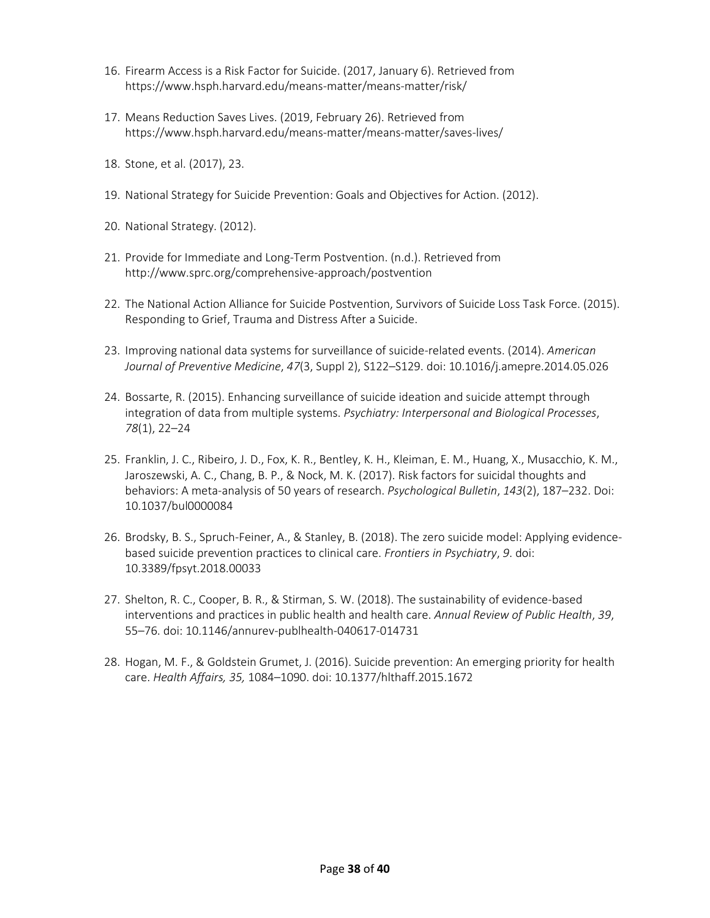16. Firearm Access is a Risk Factor for Suicide. (2017, January 6). Retrieved from https://www.hsph.harvard.edu/means-matter/means-matter/risk/

17. Means Reduction Saves Lives. (2019, February 26). Retrieved from https://www.hsph.harvard.edu/means-matter/means-matter/saves-lives/

18. Stone, et al. (2017), 23.

19. National Strategy for Suicide Prevention: Goals and Objectives for Action. (2012).

20. National Strategy. (2012).

21. Provide for Immediate and Long-Term Postvention. (n.d.). Retrieved from http://www.sprc.org/comprehensive-approach/postvention

22. The National Action Alliance for Suicide Postvention, Survivors of Suicide Loss Task Force. (2015). Responding to Grief, Trauma and Distress After a Suicide.

23. Improving national data systems for surveillance of suicide-related events. (2014). *American Journal of Preventive Medicine*, *47*(3, Suppl 2), S122–S129. doi: 10.1016/j.amepre.2014.05.026

24. Bossarte, R. (2015). Enhancing surveillance of suicide ideation and suicide attempt through integration of data from multiple systems. *Psychiatry: Interpersonal and Biological Processes*, *78*(1), 22–24

25. Franklin, J. C., Ribeiro, J. D., Fox, K. R., Bentley, K. H., Kleiman, E. M., Huang, X., Musacchio, K. M., Jaroszewski, A. C., Chang, B. P., & Nock, M. K. (2017). Risk factors for suicidal thoughts and behaviors: A meta-analysis of 50 years of research. *Psychological Bulletin*, *143*(2), 187–232. Doi: 10.1037/bul0000084

26. Brodsky, B. S., Spruch-Feiner, A., & Stanley, B. (2018). The zero suicide model: Applying evidence-based suicide prevention practices to clinical care. *Frontiers in Psychiatry*, *9*. doi: 10.3389/fpsyt.2018.00033

27. Shelton, R. C., Cooper, B. R., & Stirman, S. W. (2018). The sustainability of evidence-based interventions and practices in public health and health care. *Annual Review of Public Health*, *39*, 55–76. doi: 10.1146/annurev-publhealth-040617-014731

28. Hogan, M. F., & Goldstein Grumet, J. (2016). Suicide prevention: An emerging priority for health care. *Health Affairs, 35,* 1084–1090. doi: 10.1377/hlthaff.2015.1672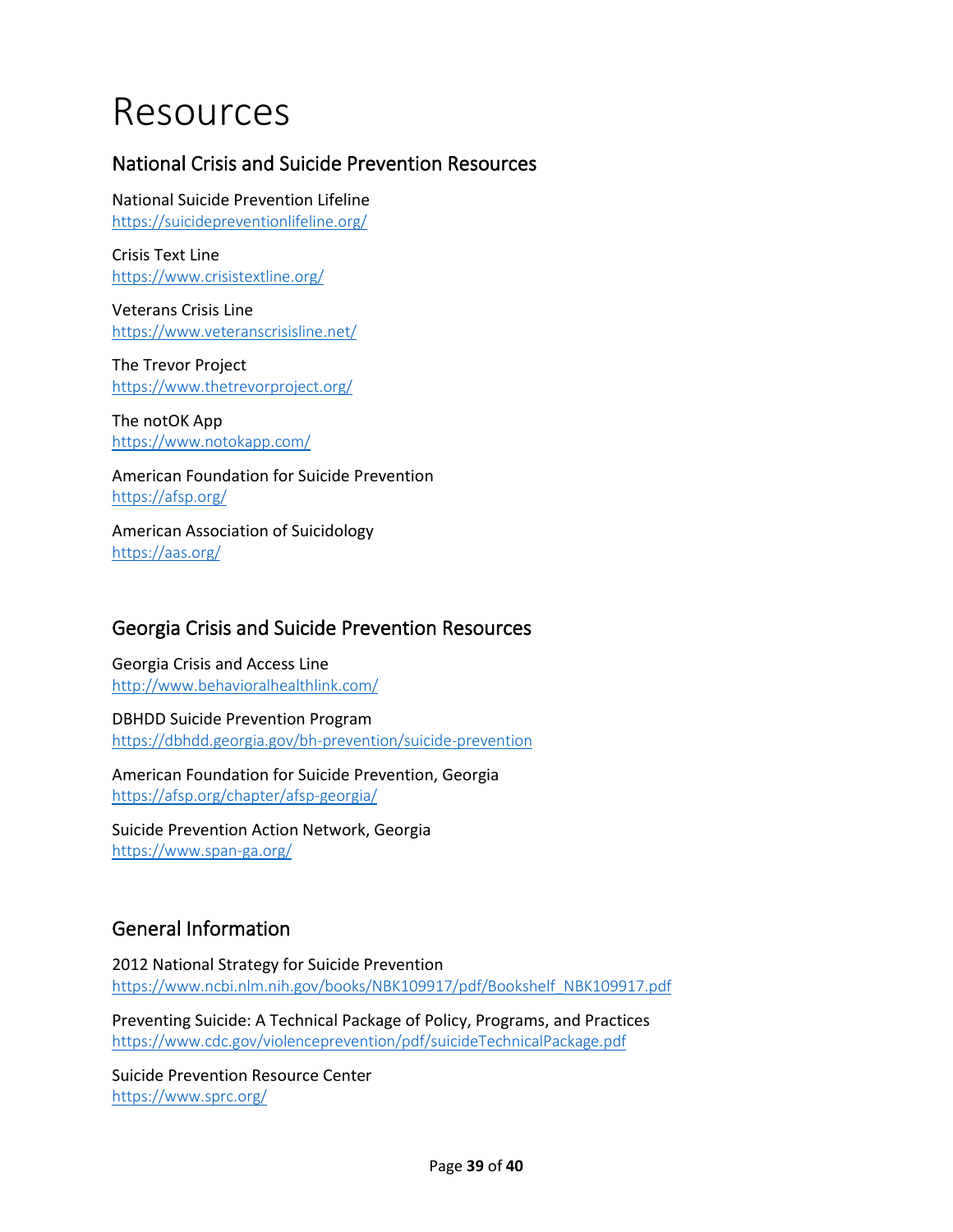# Resources

## National Crisis and Suicide Prevention Resources

National Suicide Prevention Lifeline
https://suicidepreventionlifeline.org/

Crisis Text Line
https://www.crisistextline.org/

Veterans Crisis Line
https://www.veteranscrisisline.net/

The Trevor Project
https://www.thetrevorproject.org/

The notOK App
https://www.notokapp.com/

American Foundation for Suicide Prevention
https://afsp.org/

American Association of Suicidology
https://aas.org/

## Georgia Crisis and Suicide Prevention Resources

Georgia Crisis and Access Line
http://www.behavioralhealthlink.com/

DBHDD Suicide Prevention Program
https://dbhdd.georgia.gov/bh-prevention/suicide-prevention

American Foundation for Suicide Prevention, Georgia
https://afsp.org/chapter/afsp-georgia/

Suicide Prevention Action Network, Georgia
https://www.span-ga.org/

## General Information

2012 National Strategy for Suicide Prevention
https://www.ncbi.nlm.nih.gov/books/NBK109917/pdf/Bookshelf_NBK109917.pdf

Preventing Suicide: A Technical Package of Policy, Programs, and Practices
https://www.cdc.gov/violenceprevention/pdf/suicideTechnicalPackage.pdf

Suicide Prevention Resource Center
https://www.sprc.org/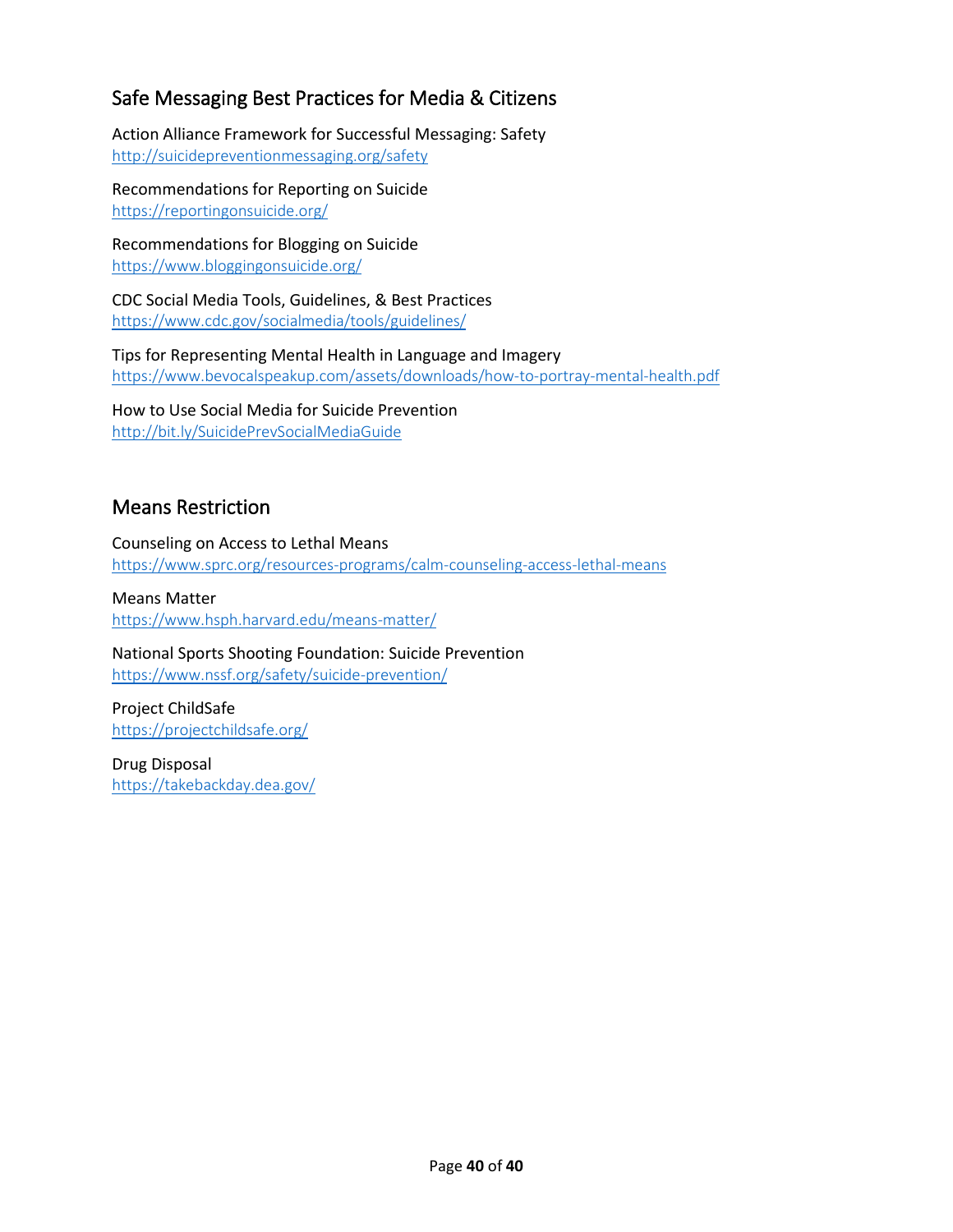## Safe Messaging Best Practices for Media & Citizens

Action Alliance Framework for Successful Messaging: Safety
http://suicidepreventionmessaging.org/safety

Recommendations for Reporting on Suicide
https://reportingonsuicide.org/

Recommendations for Blogging on Suicide
https://www.bloggingonsuicide.org/

CDC Social Media Tools, Guidelines, & Best Practices
https://www.cdc.gov/socialmedia/tools/guidelines/

Tips for Representing Mental Health in Language and Imagery
https://www.bevocalspeakup.com/assets/downloads/how-to-portray-mental-health.pdf

How to Use Social Media for Suicide Prevention
http://bit.ly/SuicidePrevSocialMediaGuide

## Means Restriction

Counseling on Access to Lethal Means
https://www.sprc.org/resources-programs/calm-counseling-access-lethal-means

Means Matter
https://www.hsph.harvard.edu/means-matter/

National Sports Shooting Foundation: Suicide Prevention
https://www.nssf.org/safety/suicide-prevention/

Project ChildSafe
https://projectchildsafe.org/

Drug Disposal
https://takebackday.dea.gov/